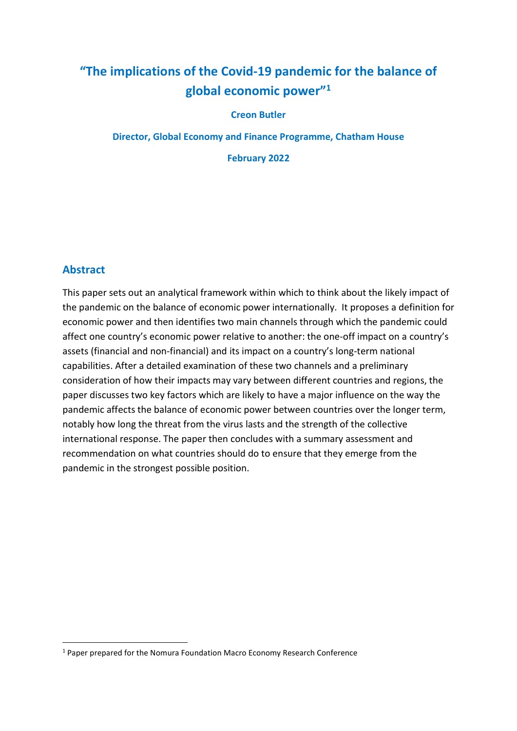# "The implications of the Covid-19 pandemic for the balance of global economic power"[1]

**Creon Butler**

**Director, Global Economy and Finance Programme, Chatham House**

**February 2022**

## Abstract

This paper sets out an analytical framework within which to think about the likely impact of the pandemic on the balance of economic power internationally. It proposes a definition for economic power and then identifies two main channels through which the pandemic could affect one country's economic power relative to another: the one-off impact on a country's assets (financial and non-financial) and its impact on a country's long-term national capabilities. After a detailed examination of these two channels and a preliminary consideration of how their impacts may vary between different countries and regions, the paper discusses two key factors which are likely to have a major influence on the way the pandemic affects the balance of economic power between countries over the longer term, notably how long the threat from the virus lasts and the strength of the collective international response. The paper then concludes with a summary assessment and recommendation on what countries should do to ensure that they emerge from the pandemic in the strongest possible position.

[1] Paper prepared for the Nomura Foundation Macro Economy Research Conference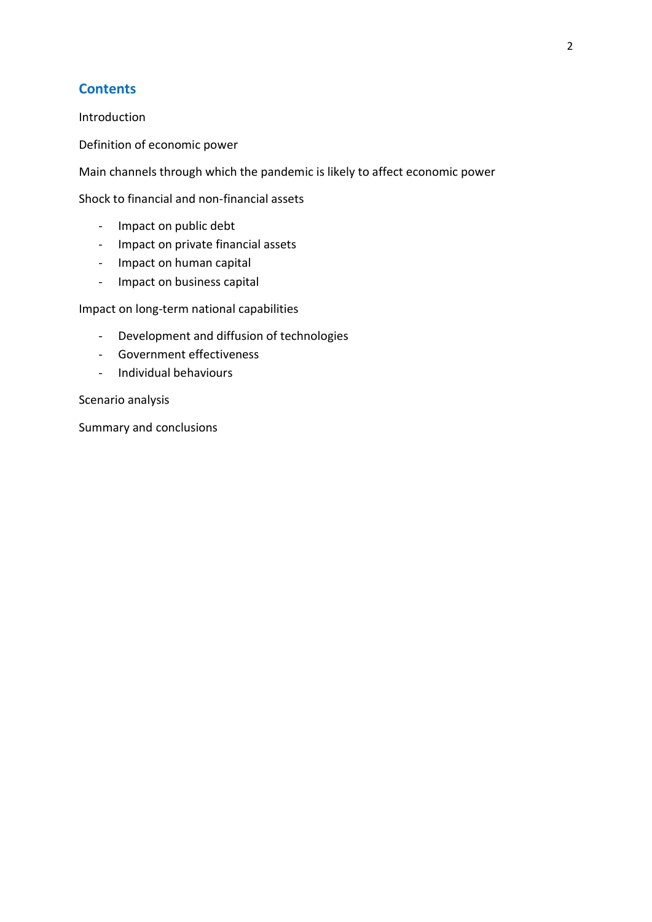## Contents

Introduction

Definition of economic power

Main channels through which the pandemic is likely to affect economic power

Shock to financial and non-financial assets

- Impact on public debt
- Impact on private financial assets
- Impact on human capital
- Impact on business capital

Impact on long-term national capabilities

- Development and diffusion of technologies
- Government effectiveness
- Individual behaviours

Scenario analysis

Summary and conclusions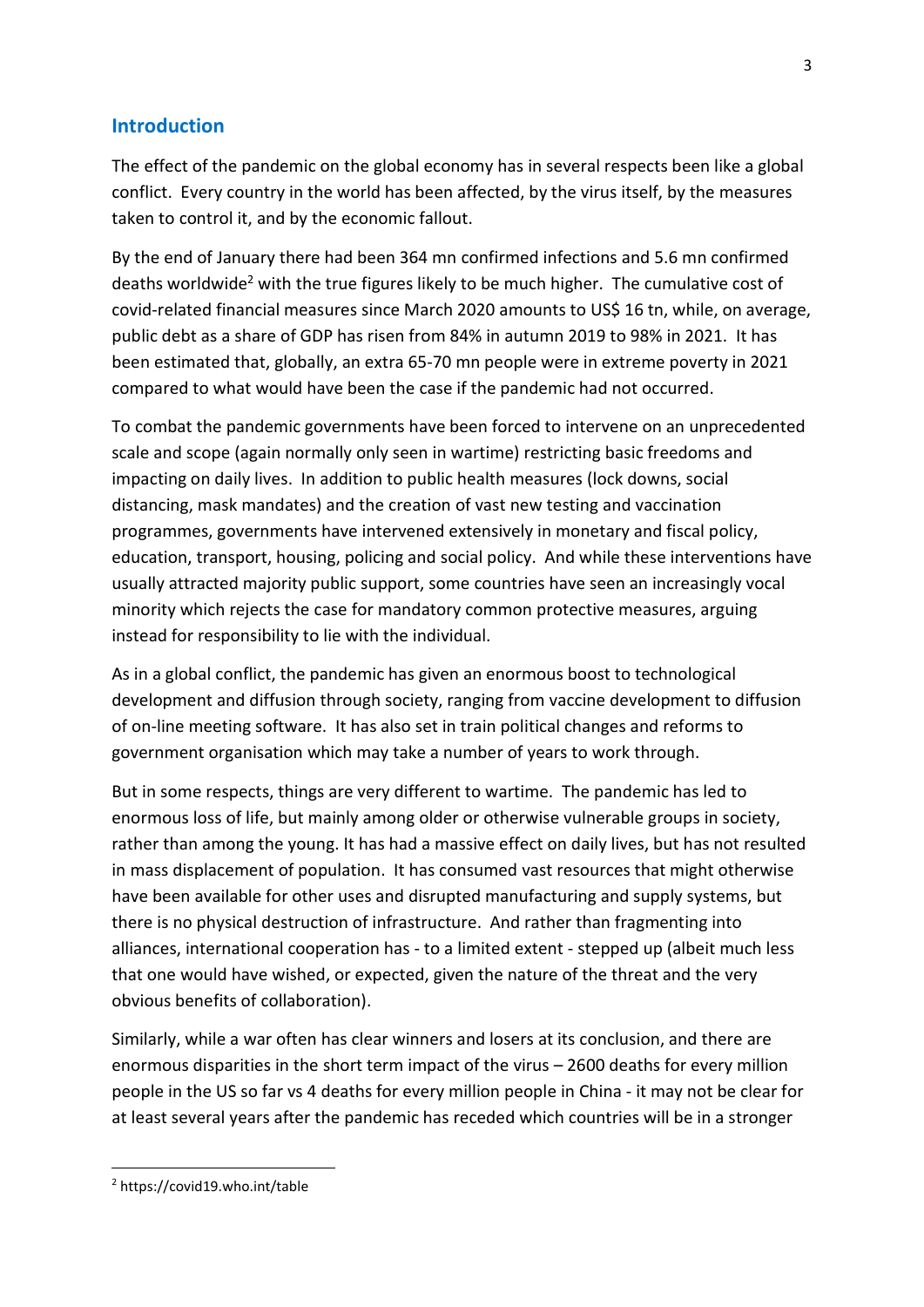## Introduction

The effect of the pandemic on the global economy has in several respects been like a global conflict. Every country in the world has been affected, by the virus itself, by the measures taken to control it, and by the economic fallout.

By the end of January there had been 364 mn confirmed infections and 5.6 mn confirmed deaths worldwide[2] with the true figures likely to be much higher. The cumulative cost of covid-related financial measures since March 2020 amounts to US$ 16 tn, while, on average, public debt as a share of GDP has risen from 84% in autumn 2019 to 98% in 2021. It has been estimated that, globally, an extra 65-70 mn people were in extreme poverty in 2021 compared to what would have been the case if the pandemic had not occurred.

To combat the pandemic governments have been forced to intervene on an unprecedented scale and scope (again normally only seen in wartime) restricting basic freedoms and impacting on daily lives. In addition to public health measures (lock downs, social distancing, mask mandates) and the creation of vast new testing and vaccination programmes, governments have intervened extensively in monetary and fiscal policy, education, transport, housing, policing and social policy. And while these interventions have usually attracted majority public support, some countries have seen an increasingly vocal minority which rejects the case for mandatory common protective measures, arguing instead for responsibility to lie with the individual.

As in a global conflict, the pandemic has given an enormous boost to technological development and diffusion through society, ranging from vaccine development to diffusion of on-line meeting software. It has also set in train political changes and reforms to government organisation which may take a number of years to work through.

But in some respects, things are very different to wartime. The pandemic has led to enormous loss of life, but mainly among older or otherwise vulnerable groups in society, rather than among the young. It has had a massive effect on daily lives, but has not resulted in mass displacement of population. It has consumed vast resources that might otherwise have been available for other uses and disrupted manufacturing and supply systems, but there is no physical destruction of infrastructure. And rather than fragmenting into alliances, international cooperation has - to a limited extent - stepped up (albeit much less that one would have wished, or expected, given the nature of the threat and the very obvious benefits of collaboration).

Similarly, while a war often has clear winners and losers at its conclusion, and there are enormous disparities in the short term impact of the virus – 2600 deaths for every million people in the US so far vs 4 deaths for every million people in China - it may not be clear for at least several years after the pandemic has receded which countries will be in a stronger

[2] https://covid19.who.int/table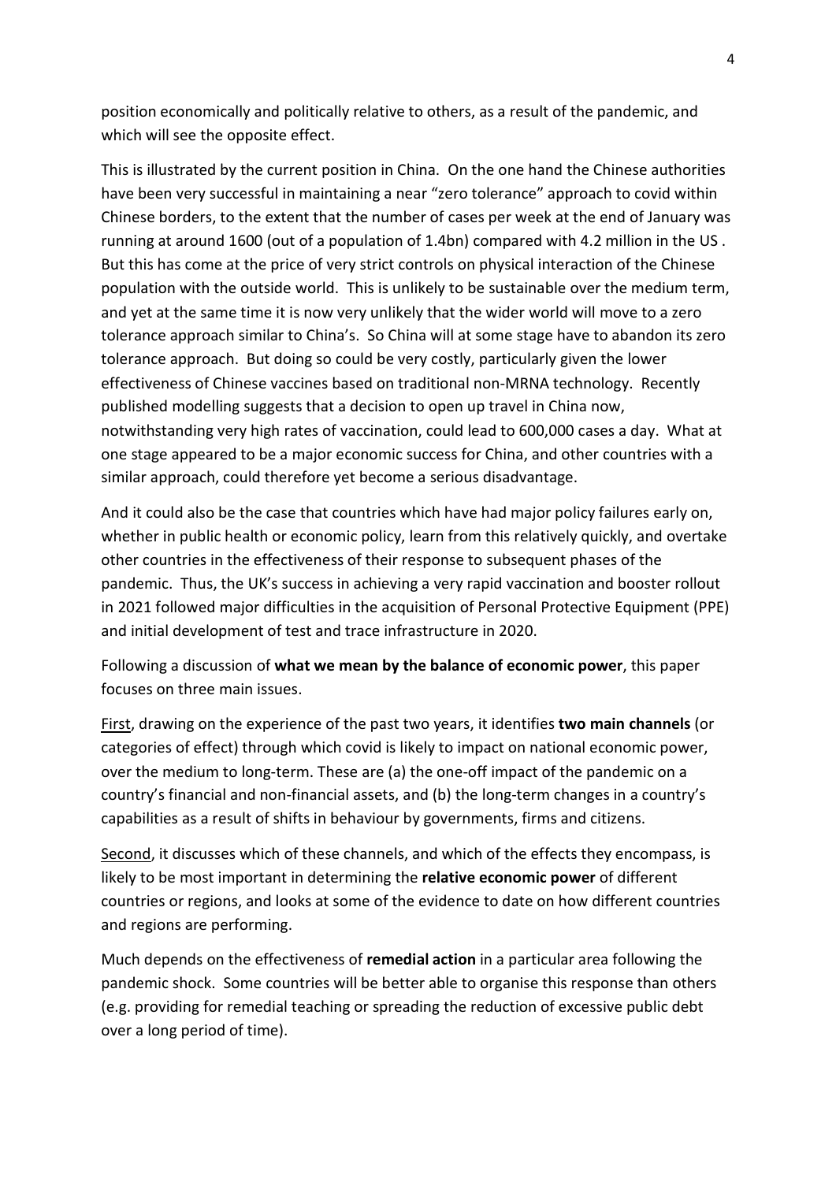position economically and politically relative to others, as a result of the pandemic, and which will see the opposite effect.

This is illustrated by the current position in China. On the one hand the Chinese authorities have been very successful in maintaining a near "zero tolerance" approach to covid within Chinese borders, to the extent that the number of cases per week at the end of January was running at around 1600 (out of a population of 1.4bn) compared with 4.2 million in the US . But this has come at the price of very strict controls on physical interaction of the Chinese population with the outside world. This is unlikely to be sustainable over the medium term, and yet at the same time it is now very unlikely that the wider world will move to a zero tolerance approach similar to China's. So China will at some stage have to abandon its zero tolerance approach. But doing so could be very costly, particularly given the lower effectiveness of Chinese vaccines based on traditional non-MRNA technology. Recently published modelling suggests that a decision to open up travel in China now, notwithstanding very high rates of vaccination, could lead to 600,000 cases a day. What at one stage appeared to be a major economic success for China, and other countries with a similar approach, could therefore yet become a serious disadvantage.

And it could also be the case that countries which have had major policy failures early on, whether in public health or economic policy, learn from this relatively quickly, and overtake other countries in the effectiveness of their response to subsequent phases of the pandemic. Thus, the UK's success in achieving a very rapid vaccination and booster rollout in 2021 followed major difficulties in the acquisition of Personal Protective Equipment (PPE) and initial development of test and trace infrastructure in 2020.

Following a discussion of **what we mean by the balance of economic power**, this paper focuses on three main issues.

First, drawing on the experience of the past two years, it identifies **two main channels** (or categories of effect) through which covid is likely to impact on national economic power, over the medium to long-term. These are (a) the one-off impact of the pandemic on a country's financial and non-financial assets, and (b) the long-term changes in a country's capabilities as a result of shifts in behaviour by governments, firms and citizens.

Second, it discusses which of these channels, and which of the effects they encompass, is likely to be most important in determining the **relative economic power** of different countries or regions, and looks at some of the evidence to date on how different countries and regions are performing.

Much depends on the effectiveness of **remedial action** in a particular area following the pandemic shock. Some countries will be better able to organise this response than others (e.g. providing for remedial teaching or spreading the reduction of excessive public debt over a long period of time).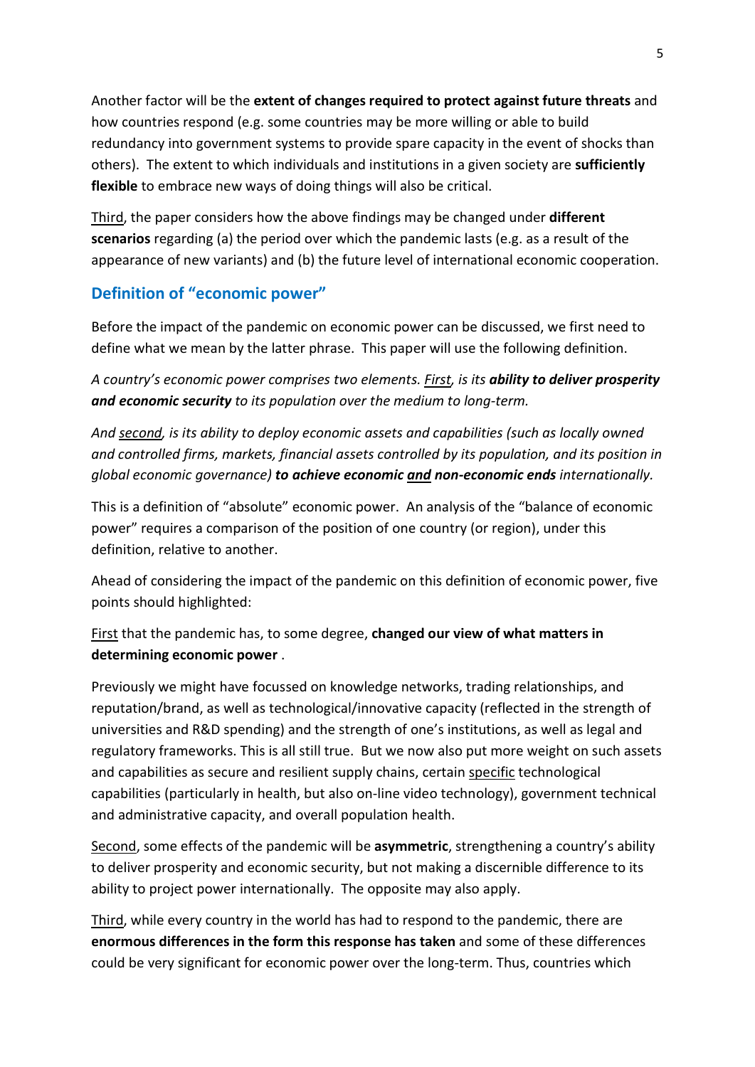Another factor will be the **extent of changes required to protect against future threats** and how countries respond (e.g. some countries may be more willing or able to build redundancy into government systems to provide spare capacity in the event of shocks than others). The extent to which individuals and institutions in a given society are **sufficiently flexible** to embrace new ways of doing things will also be critical.

<u>Third</u>, the paper considers how the above findings may be changed under **different scenarios** regarding (a) the period over which the pandemic lasts (e.g. as a result of the appearance of new variants) and (b) the future level of international economic cooperation.

## Definition of "economic power"

Before the impact of the pandemic on economic power can be discussed, we first need to define what we mean by the latter phrase. This paper will use the following definition.

*A country's economic power comprises two elements. <u>First</u>, is its **ability to deliver prosperity and economic security** to its population over the medium to long-term.*

*And <u>second</u>, is its ability to deploy economic assets and capabilities (such as locally owned and controlled firms, markets, financial assets controlled by its population, and its position in global economic governance) **to achieve economic <u>and</u> non-economic ends** internationally.*

This is a definition of "absolute" economic power. An analysis of the "balance of economic power" requires a comparison of the position of one country (or region), under this definition, relative to another.

Ahead of considering the impact of the pandemic on this definition of economic power, five points should highlighted:

<u>First</u> that the pandemic has, to some degree, **changed our view of what matters in determining economic power** .

Previously we might have focussed on knowledge networks, trading relationships, and reputation/brand, as well as technological/innovative capacity (reflected in the strength of universities and R&D spending) and the strength of one's institutions, as well as legal and regulatory frameworks. This is all still true. But we now also put more weight on such assets and capabilities as secure and resilient supply chains, certain <u>specific</u> technological capabilities (particularly in health, but also on-line video technology), government technical and administrative capacity, and overall population health.

<u>Second</u>, some effects of the pandemic will be **asymmetric**, strengthening a country's ability to deliver prosperity and economic security, but not making a discernible difference to its ability to project power internationally. The opposite may also apply.

<u>Third</u>, while every country in the world has had to respond to the pandemic, there are **enormous differences in the form this response has taken** and some of these differences could be very significant for economic power over the long-term. Thus, countries which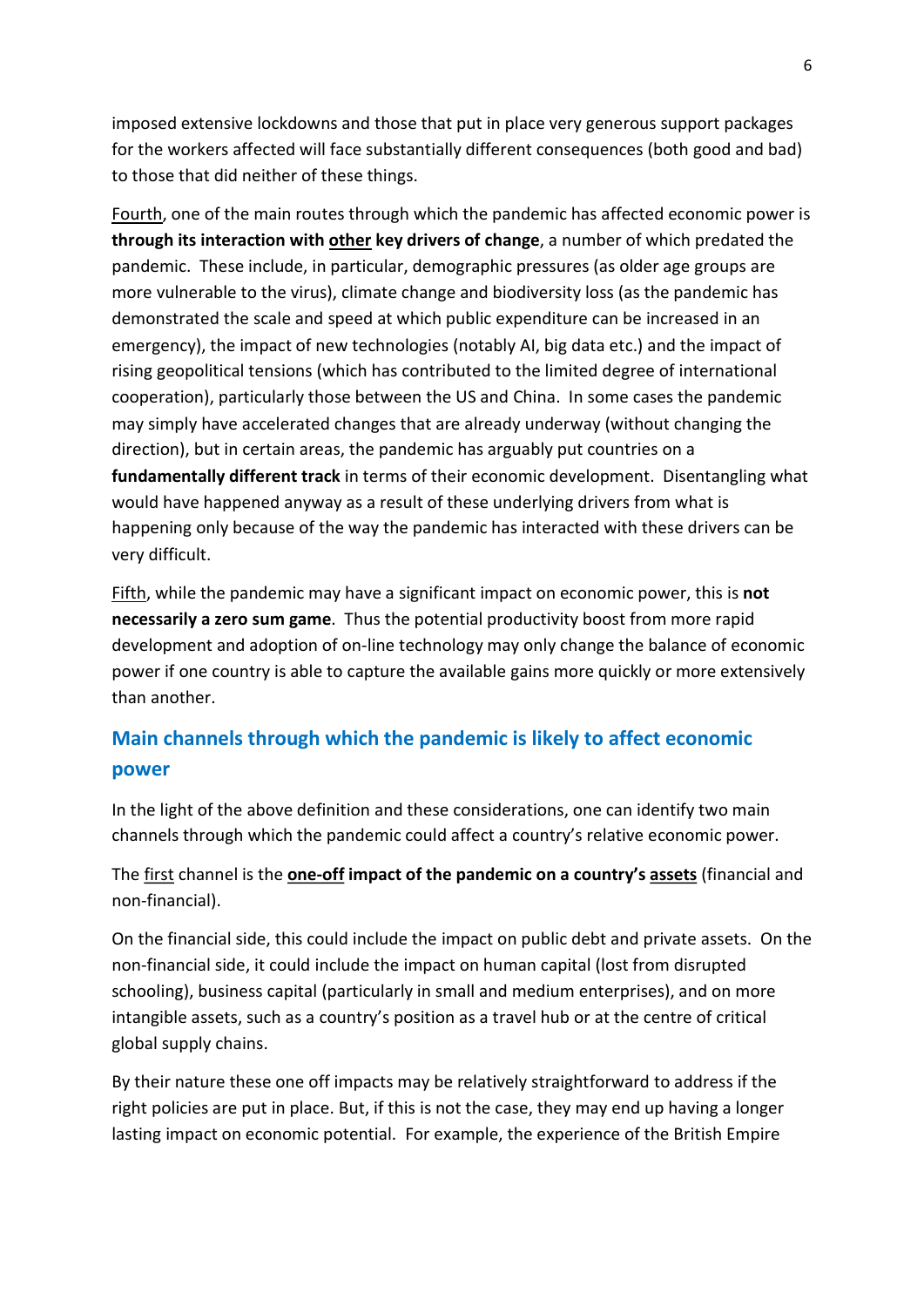imposed extensive lockdowns and those that put in place very generous support packages for the workers affected will face substantially different consequences (both good and bad) to those that did neither of these things.

Fourth, one of the main routes through which the pandemic has affected economic power is **through its interaction with other key drivers of change**, a number of which predated the pandemic. These include, in particular, demographic pressures (as older age groups are more vulnerable to the virus), climate change and biodiversity loss (as the pandemic has demonstrated the scale and speed at which public expenditure can be increased in an emergency), the impact of new technologies (notably AI, big data etc.) and the impact of rising geopolitical tensions (which has contributed to the limited degree of international cooperation), particularly those between the US and China. In some cases the pandemic may simply have accelerated changes that are already underway (without changing the direction), but in certain areas, the pandemic has arguably put countries on a **fundamentally different track** in terms of their economic development. Disentangling what would have happened anyway as a result of these underlying drivers from what is happening only because of the way the pandemic has interacted with these drivers can be very difficult.

Fifth, while the pandemic may have a significant impact on economic power, this is **not necessarily a zero sum game**. Thus the potential productivity boost from more rapid development and adoption of on-line technology may only change the balance of economic power if one country is able to capture the available gains more quickly or more extensively than another.

## Main channels through which the pandemic is likely to affect economic power

In the light of the above definition and these considerations, one can identify two main channels through which the pandemic could affect a country's relative economic power.

The first channel is the **one-off impact of the pandemic on a country's assets** (financial and non-financial).

On the financial side, this could include the impact on public debt and private assets. On the non-financial side, it could include the impact on human capital (lost from disrupted schooling), business capital (particularly in small and medium enterprises), and on more intangible assets, such as a country's position as a travel hub or at the centre of critical global supply chains.

By their nature these one off impacts may be relatively straightforward to address if the right policies are put in place. But, if this is not the case, they may end up having a longer lasting impact on economic potential. For example, the experience of the British Empire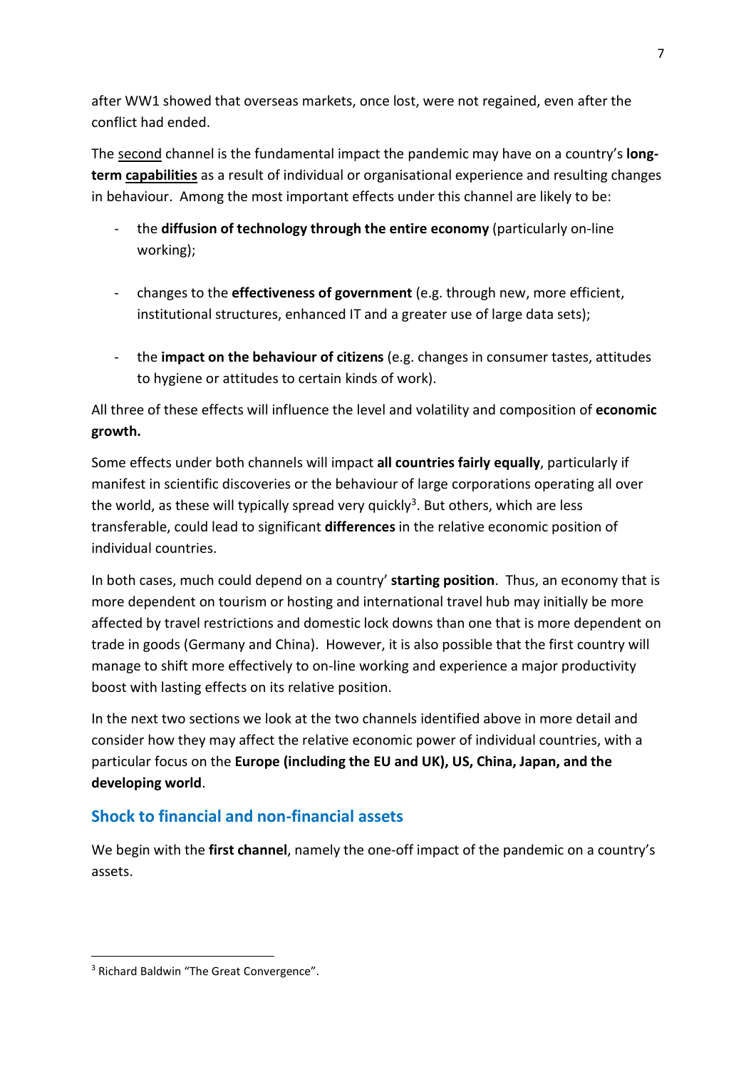after WW1 showed that overseas markets, once lost, were not regained, even after the conflict had ended.

The <u>second</u> channel is the fundamental impact the pandemic may have on a country's **long-term <u>capabilities</u>** as a result of individual or organisational experience and resulting changes in behaviour. Among the most important effects under this channel are likely to be:

- the **diffusion of technology through the entire economy** (particularly on-line working);

- changes to the **effectiveness of government** (e.g. through new, more efficient, institutional structures, enhanced IT and a greater use of large data sets);

- the **impact on the behaviour of citizens** (e.g. changes in consumer tastes, attitudes to hygiene or attitudes to certain kinds of work).

All three of these effects will influence the level and volatility and composition of **economic growth.**

Some effects under both channels will impact **all countries fairly equally**, particularly if manifest in scientific discoveries or the behaviour of large corporations operating all over the world, as these will typically spread very quickly[3]. But others, which are less transferable, could lead to significant **differences** in the relative economic position of individual countries.

In both cases, much could depend on a country' **starting position**. Thus, an economy that is more dependent on tourism or hosting and international travel hub may initially be more affected by travel restrictions and domestic lock downs than one that is more dependent on trade in goods (Germany and China). However, it is also possible that the first country will manage to shift more effectively to on-line working and experience a major productivity boost with lasting effects on its relative position.

In the next two sections we look at the two channels identified above in more detail and consider how they may affect the relative economic power of individual countries, with a particular focus on the **Europe (including the EU and UK), US, China, Japan, and the developing world**.

## Shock to financial and non-financial assets

We begin with the **first channel**, namely the one-off impact of the pandemic on a country's assets.

---

[3] Richard Baldwin "The Great Convergence".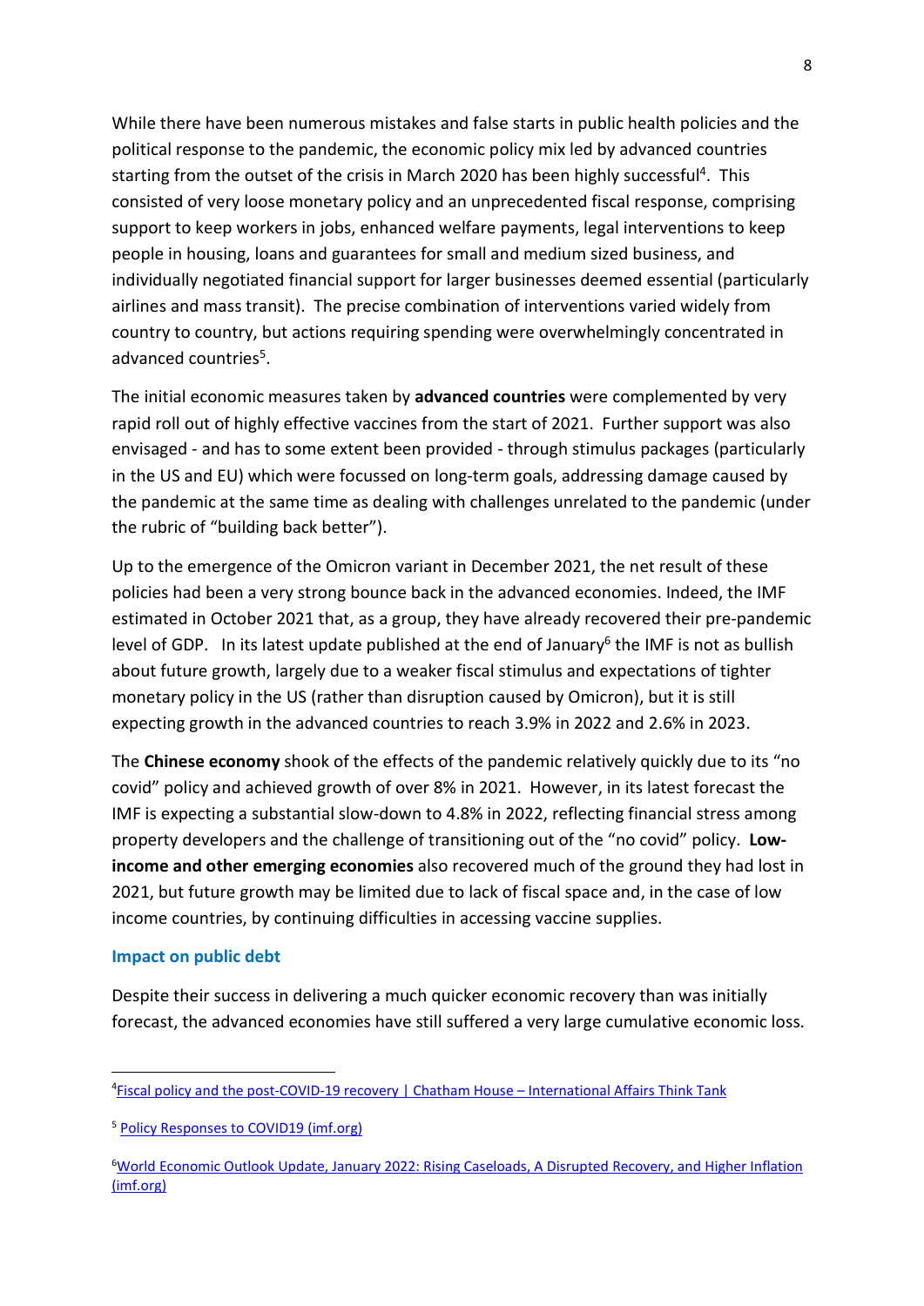While there have been numerous mistakes and false starts in public health policies and the political response to the pandemic, the economic policy mix led by advanced countries starting from the outset of the crisis in March 2020 has been highly successful[4]. This consisted of very loose monetary policy and an unprecedented fiscal response, comprising support to keep workers in jobs, enhanced welfare payments, legal interventions to keep people in housing, loans and guarantees for small and medium sized business, and individually negotiated financial support for larger businesses deemed essential (particularly airlines and mass transit). The precise combination of interventions varied widely from country to country, but actions requiring spending were overwhelmingly concentrated in advanced countries[5].

The initial economic measures taken by **advanced countries** were complemented by very rapid roll out of highly effective vaccines from the start of 2021. Further support was also envisaged - and has to some extent been provided - through stimulus packages (particularly in the US and EU) which were focussed on long-term goals, addressing damage caused by the pandemic at the same time as dealing with challenges unrelated to the pandemic (under the rubric of "building back better").

Up to the emergence of the Omicron variant in December 2021, the net result of these policies had been a very strong bounce back in the advanced economies. Indeed, the IMF estimated in October 2021 that, as a group, they have already recovered their pre-pandemic level of GDP. In its latest update published at the end of January[6] the IMF is not as bullish about future growth, largely due to a weaker fiscal stimulus and expectations of tighter monetary policy in the US (rather than disruption caused by Omicron), but it is still expecting growth in the advanced countries to reach 3.9% in 2022 and 2.6% in 2023.

The **Chinese economy** shook of the effects of the pandemic relatively quickly due to its "no covid" policy and achieved growth of over 8% in 2021. However, in its latest forecast the IMF is expecting a substantial slow-down to 4.8% in 2022, reflecting financial stress among property developers and the challenge of transitioning out of the "no covid" policy. **Low-income and other emerging economies** also recovered much of the ground they had lost in 2021, but future growth may be limited due to lack of fiscal space and, in the case of low income countries, by continuing difficulties in accessing vaccine supplies.

### Impact on public debt

Despite their success in delivering a much quicker economic recovery than was initially forecast, the advanced economies have still suffered a very large cumulative economic loss.

---

[4] [Fiscal policy and the post-COVID-19 recovery | Chatham House – International Affairs Think Tank]

[5] [Policy Responses to COVID19 (imf.org)]

[6] [World Economic Outlook Update, January 2022: Rising Caseloads, A Disrupted Recovery, and Higher Inflation (imf.org)]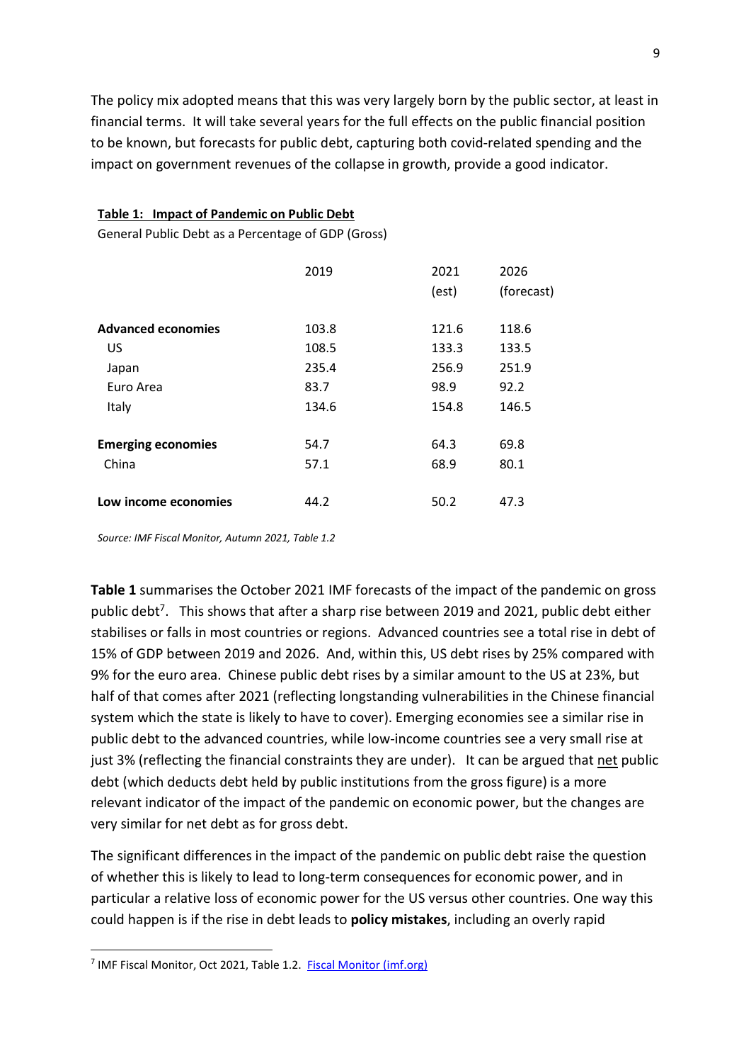The policy mix adopted means that this was very largely born by the public sector, at least in financial terms. It will take several years for the full effects on the public financial position to be known, but forecasts for public debt, capturing both covid-related spending and the impact on government revenues of the collapse in growth, provide a good indicator.

**Table 1: Impact of Pandemic on Public Debt**

General Public Debt as a Percentage of GDP (Gross)

| | 2019 | 2021 (est) | 2026 (forecast) |
|---|---|---|---|
| **Advanced economies** | 103.8 | 121.6 | 118.6 |
| US | 108.5 | 133.3 | 133.5 |
| Japan | 235.4 | 256.9 | 251.9 |
| Euro Area | 83.7 | 98.9 | 92.2 |
| Italy | 134.6 | 154.8 | 146.5 |
| **Emerging economies** | 54.7 | 64.3 | 69.8 |
| China | 57.1 | 68.9 | 80.1 |
| **Low income economies** | 44.2 | 50.2 | 47.3 |

*Source: IMF Fiscal Monitor, Autumn 2021, Table 1.2*

**Table 1** summarises the October 2021 IMF forecasts of the impact of the pandemic on gross public debt[7]. This shows that after a sharp rise between 2019 and 2021, public debt either stabilises or falls in most countries or regions. Advanced countries see a total rise in debt of 15% of GDP between 2019 and 2026. And, within this, US debt rises by 25% compared with 9% for the euro area. Chinese public debt rises by a similar amount to the US at 23%, but half of that comes after 2021 (reflecting longstanding vulnerabilities in the Chinese financial system which the state is likely to have to cover). Emerging economies see a similar rise in public debt to the advanced countries, while low-income countries see a very small rise at just 3% (reflecting the financial constraints they are under). It can be argued that <u>net</u> public debt (which deducts debt held by public institutions from the gross figure) is a more relevant indicator of the impact of the pandemic on economic power, but the changes are very similar for net debt as for gross debt.

The significant differences in the impact of the pandemic on public debt raise the question of whether this is likely to lead to long-term consequences for economic power, and in particular a relative loss of economic power for the US versus other countries. One way this could happen is if the rise in debt leads to **policy mistakes**, including an overly rapid

---

[7] IMF Fiscal Monitor, Oct 2021, Table 1.2. [Fiscal Monitor (imf.org)](https://www.imf.org)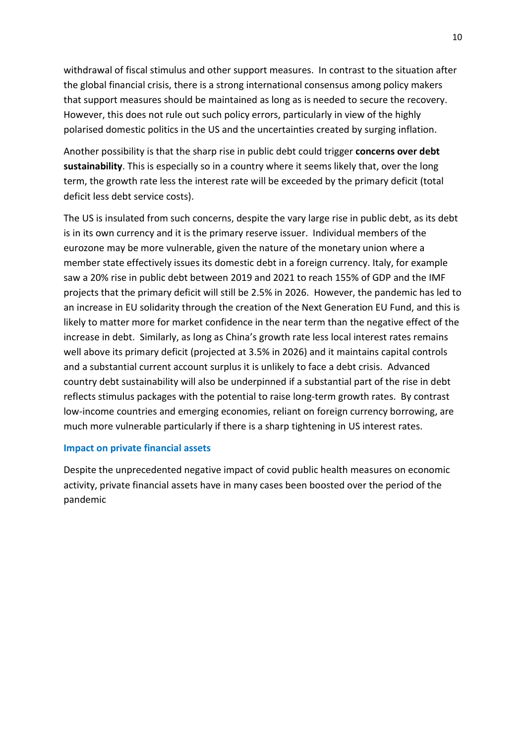withdrawal of fiscal stimulus and other support measures. In contrast to the situation after the global financial crisis, there is a strong international consensus among policy makers that support measures should be maintained as long as is needed to secure the recovery. However, this does not rule out such policy errors, particularly in view of the highly polarised domestic politics in the US and the uncertainties created by surging inflation.

Another possibility is that the sharp rise in public debt could trigger **concerns over debt sustainability**. This is especially so in a country where it seems likely that, over the long term, the growth rate less the interest rate will be exceeded by the primary deficit (total deficit less debt service costs).

The US is insulated from such concerns, despite the vary large rise in public debt, as its debt is in its own currency and it is the primary reserve issuer. Individual members of the eurozone may be more vulnerable, given the nature of the monetary union where a member state effectively issues its domestic debt in a foreign currency. Italy, for example saw a 20% rise in public debt between 2019 and 2021 to reach 155% of GDP and the IMF projects that the primary deficit will still be 2.5% in 2026. However, the pandemic has led to an increase in EU solidarity through the creation of the Next Generation EU Fund, and this is likely to matter more for market confidence in the near term than the negative effect of the increase in debt. Similarly, as long as China's growth rate less local interest rates remains well above its primary deficit (projected at 3.5% in 2026) and it maintains capital controls and a substantial current account surplus it is unlikely to face a debt crisis. Advanced country debt sustainability will also be underpinned if a substantial part of the rise in debt reflects stimulus packages with the potential to raise long-term growth rates. By contrast low-income countries and emerging economies, reliant on foreign currency borrowing, are much more vulnerable particularly if there is a sharp tightening in US interest rates.

### Impact on private financial assets

Despite the unprecedented negative impact of covid public health measures on economic activity, private financial assets have in many cases been boosted over the period of the pandemic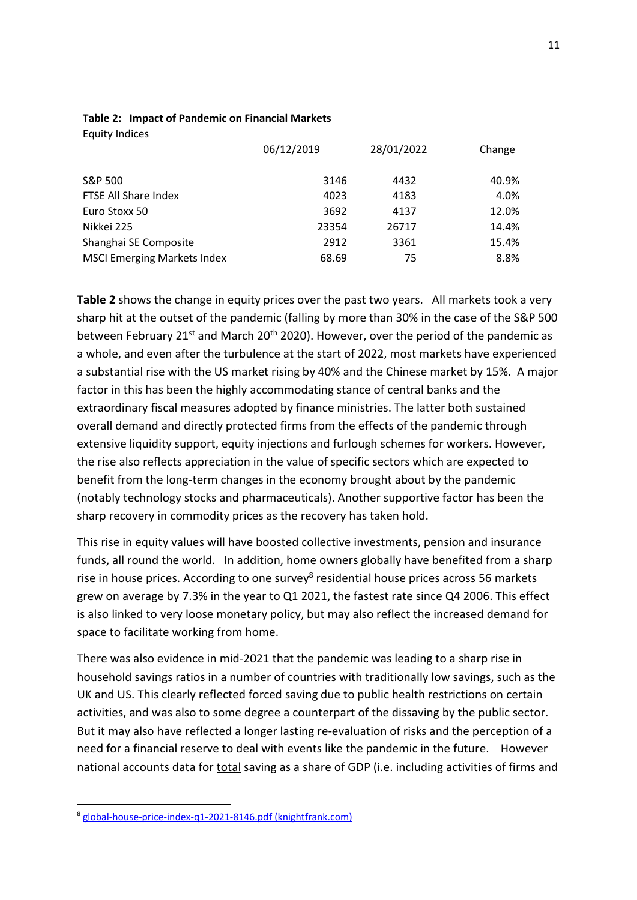**Table 2: Impact of Pandemic on Financial Markets**

Equity Indices

| | 06/12/2019 | 28/01/2022 | Change |
|---|---|---|---|
| S&P 500 | 3146 | 4432 | 40.9% |
| FTSE All Share Index | 4023 | 4183 | 4.0% |
| Euro Stoxx 50 | 3692 | 4137 | 12.0% |
| Nikkei 225 | 23354 | 26717 | 14.4% |
| Shanghai SE Composite | 2912 | 3361 | 15.4% |
| MSCI Emerging Markets Index | 68.69 | 75 | 8.8% |

**Table 2** shows the change in equity prices over the past two years. All markets took a very sharp hit at the outset of the pandemic (falling by more than 30% in the case of the S&P 500 between February 21st and March 20th 2020). However, over the period of the pandemic as a whole, and even after the turbulence at the start of 2022, most markets have experienced a substantial rise with the US market rising by 40% and the Chinese market by 15%. A major factor in this has been the highly accommodating stance of central banks and the extraordinary fiscal measures adopted by finance ministries. The latter both sustained overall demand and directly protected firms from the effects of the pandemic through extensive liquidity support, equity injections and furlough schemes for workers. However, the rise also reflects appreciation in the value of specific sectors which are expected to benefit from the long-term changes in the economy brought about by the pandemic (notably technology stocks and pharmaceuticals). Another supportive factor has been the sharp recovery in commodity prices as the recovery has taken hold.

This rise in equity values will have boosted collective investments, pension and insurance funds, all round the world. In addition, home owners globally have benefited from a sharp rise in house prices. According to one survey[8] residential house prices across 56 markets grew on average by 7.3% in the year to Q1 2021, the fastest rate since Q4 2006. This effect is also linked to very loose monetary policy, but may also reflect the increased demand for space to facilitate working from home.

There was also evidence in mid-2021 that the pandemic was leading to a sharp rise in household savings ratios in a number of countries with traditionally low savings, such as the UK and US. This clearly reflected forced saving due to public health restrictions on certain activities, and was also to some degree a counterpart of the dissaving by the public sector. But it may also have reflected a longer lasting re-evaluation of risks and the perception of a need for a financial reserve to deal with events like the pandemic in the future. However national accounts data for total saving as a share of GDP (i.e. including activities of firms and

[8] global-house-price-index-q1-2021-8146.pdf (knightfrank.com)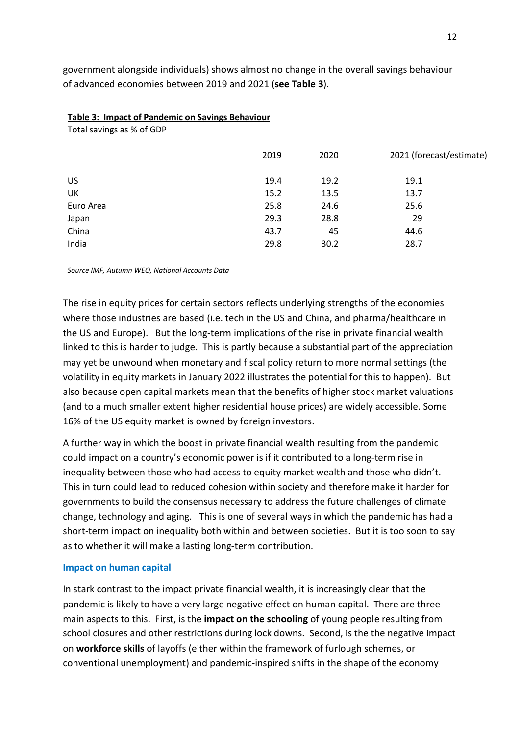government alongside individuals) shows almost no change in the overall savings behaviour of advanced economies between 2019 and 2021 (**see Table 3**).

**Table 3: Impact of Pandemic on Savings Behaviour**

Total savings as % of GDP

| | 2019 | 2020 | 2021 (forecast/estimate) |
|---|---|---|---|
| US | 19.4 | 19.2 | 19.1 |
| UK | 15.2 | 13.5 | 13.7 |
| Euro Area | 25.8 | 24.6 | 25.6 |
| Japan | 29.3 | 28.8 | 29 |
| China | 43.7 | 45 | 44.6 |
| India | 29.8 | 30.2 | 28.7 |

*Source IMF, Autumn WEO, National Accounts Data*

The rise in equity prices for certain sectors reflects underlying strengths of the economies where those industries are based (i.e. tech in the US and China, and pharma/healthcare in the US and Europe). But the long-term implications of the rise in private financial wealth linked to this is harder to judge. This is partly because a substantial part of the appreciation may yet be unwound when monetary and fiscal policy return to more normal settings (the volatility in equity markets in January 2022 illustrates the potential for this to happen). But also because open capital markets mean that the benefits of higher stock market valuations (and to a much smaller extent higher residential house prices) are widely accessible. Some 16% of the US equity market is owned by foreign investors.

A further way in which the boost in private financial wealth resulting from the pandemic could impact on a country's economic power is if it contributed to a long-term rise in inequality between those who had access to equity market wealth and those who didn't. This in turn could lead to reduced cohesion within society and therefore make it harder for governments to build the consensus necessary to address the future challenges of climate change, technology and aging. This is one of several ways in which the pandemic has had a short-term impact on inequality both within and between societies. But it is too soon to say as to whether it will make a lasting long-term contribution.

### Impact on human capital

In stark contrast to the impact private financial wealth, it is increasingly clear that the pandemic is likely to have a very large negative effect on human capital. There are three main aspects to this. First, is the **impact on the schooling** of young people resulting from school closures and other restrictions during lock downs. Second, is the the negative impact on **workforce skills** of layoffs (either within the framework of furlough schemes, or conventional unemployment) and pandemic-inspired shifts in the shape of the economy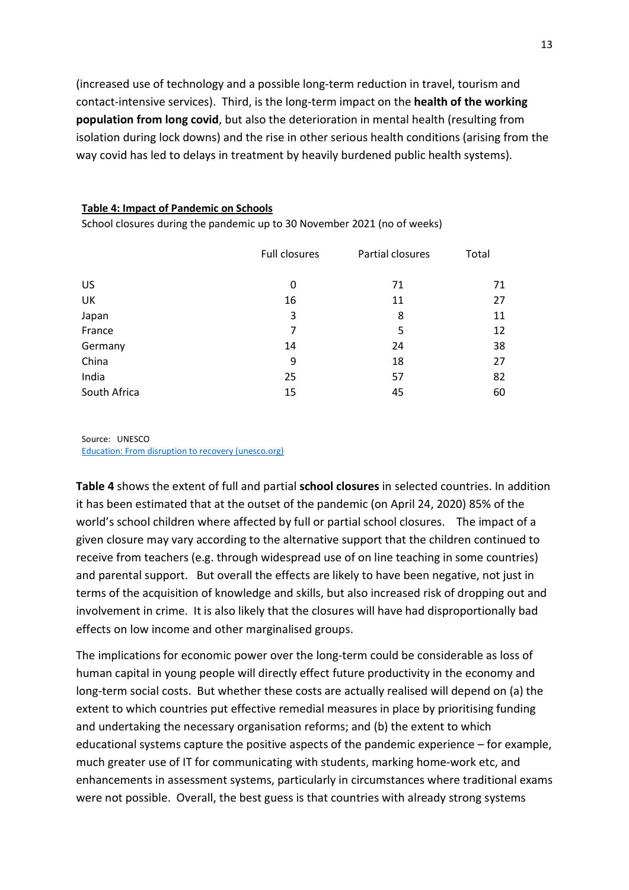(increased use of technology and a possible long-term reduction in travel, tourism and contact-intensive services). Third, is the long-term impact on the **health of the working population from long covid**, but also the deterioration in mental health (resulting from isolation during lock downs) and the rise in other serious health conditions (arising from the way covid has led to delays in treatment by heavily burdened public health systems).

**Table 4: Impact of Pandemic on Schools**

School closures during the pandemic up to 30 November 2021 (no of weeks)

| | Full closures | Partial closures | Total |
|---|---|---|---|
| US | 0 | 71 | 71 |
| UK | 16 | 11 | 27 |
| Japan | 3 | 8 | 11 |
| France | 7 | 5 | 12 |
| Germany | 14 | 24 | 38 |
| China | 9 | 18 | 27 |
| India | 25 | 57 | 82 |
| South Africa | 15 | 45 | 60 |

Source: UNESCO
Education: From disruption to recovery (unesco.org)

**Table 4** shows the extent of full and partial **school closures** in selected countries. In addition it has been estimated that at the outset of the pandemic (on April 24, 2020) 85% of the world's school children where affected by full or partial school closures. The impact of a given closure may vary according to the alternative support that the children continued to receive from teachers (e.g. through widespread use of on line teaching in some countries) and parental support. But overall the effects are likely to have been negative, not just in terms of the acquisition of knowledge and skills, but also increased risk of dropping out and involvement in crime. It is also likely that the closures will have had disproportionally bad effects on low income and other marginalised groups.

The implications for economic power over the long-term could be considerable as loss of human capital in young people will directly effect future productivity in the economy and long-term social costs. But whether these costs are actually realised will depend on (a) the extent to which countries put effective remedial measures in place by prioritising funding and undertaking the necessary organisation reforms; and (b) the extent to which educational systems capture the positive aspects of the pandemic experience – for example, much greater use of IT for communicating with students, marking home-work etc, and enhancements in assessment systems, particularly in circumstances where traditional exams were not possible. Overall, the best guess is that countries with already strong systems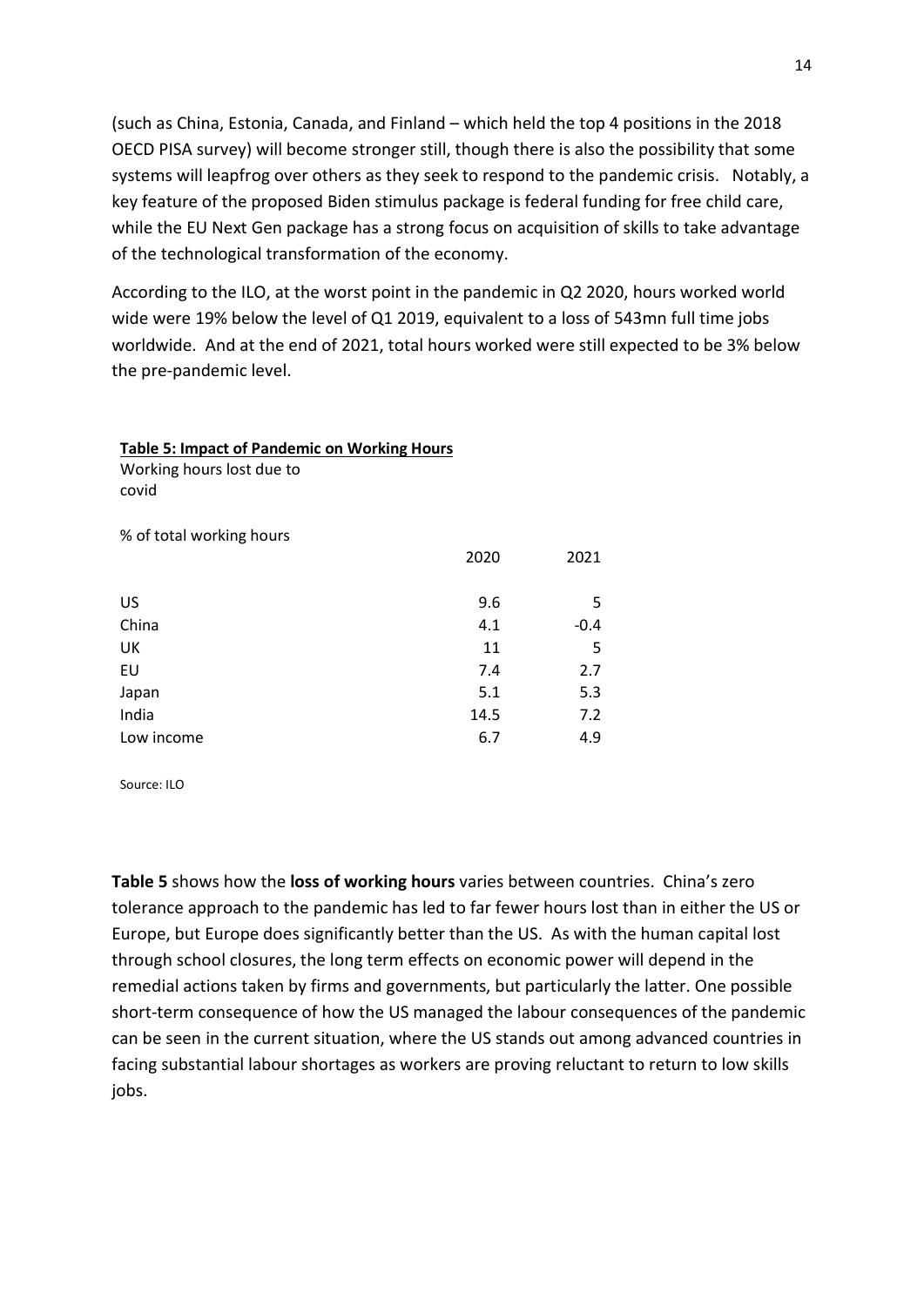(such as China, Estonia, Canada, and Finland – which held the top 4 positions in the 2018 OECD PISA survey) will become stronger still, though there is also the possibility that some systems will leapfrog over others as they seek to respond to the pandemic crisis. Notably, a key feature of the proposed Biden stimulus package is federal funding for free child care, while the EU Next Gen package has a strong focus on acquisition of skills to take advantage of the technological transformation of the economy.

According to the ILO, at the worst point in the pandemic in Q2 2020, hours worked world wide were 19% below the level of Q1 2019, equivalent to a loss of 543mn full time jobs worldwide. And at the end of 2021, total hours worked were still expected to be 3% below the pre-pandemic level.

**Table 5: Impact of Pandemic on Working Hours**

Working hours lost due to covid

% of total working hours

| | 2020 | 2021 |
|---|---|---|
| US | 9.6 | 5 |
| China | 4.1 | -0.4 |
| UK | 11 | 5 |
| EU | 7.4 | 2.7 |
| Japan | 5.1 | 5.3 |
| India | 14.5 | 7.2 |
| Low income | 6.7 | 4.9 |

Source: ILO

**Table 5** shows how the **loss of working hours** varies between countries. China's zero tolerance approach to the pandemic has led to far fewer hours lost than in either the US or Europe, but Europe does significantly better than the US. As with the human capital lost through school closures, the long term effects on economic power will depend in the remedial actions taken by firms and governments, but particularly the latter. One possible short-term consequence of how the US managed the labour consequences of the pandemic can be seen in the current situation, where the US stands out among advanced countries in facing substantial labour shortages as workers are proving reluctant to return to low skills jobs.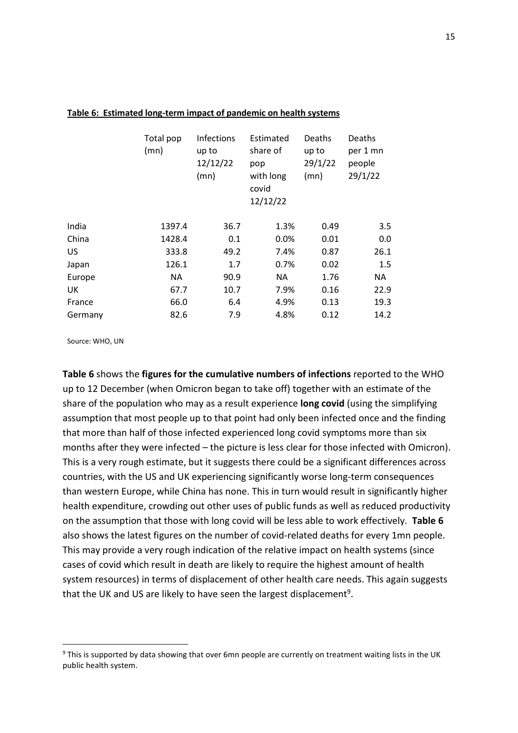**Table 6: Estimated long-term impact of pandemic on health systems**

| | Total pop (mn) | Infections up to 12/12/22 (mn) | Estimated share of pop with long covid 12/12/22 | Deaths up to 29/1/22 (mn) | Deaths per 1 mn people 29/1/22 |
|---|---|---|---|---|---|
| India | 1397.4 | 36.7 | 1.3% | 0.49 | 3.5 |
| China | 1428.4 | 0.1 | 0.0% | 0.01 | 0.0 |
| US | 333.8 | 49.2 | 7.4% | 0.87 | 26.1 |
| Japan | 126.1 | 1.7 | 0.7% | 0.02 | 1.5 |
| Europe | NA | 90.9 | NA | 1.76 | NA |
| UK | 67.7 | 10.7 | 7.9% | 0.16 | 22.9 |
| France | 66.0 | 6.4 | 4.9% | 0.13 | 19.3 |
| Germany | 82.6 | 7.9 | 4.8% | 0.12 | 14.2 |

Source: WHO, UN

**Table 6** shows the **figures for the cumulative numbers of infections** reported to the WHO up to 12 December (when Omicron began to take off) together with an estimate of the share of the population who may as a result experience **long covid** (using the simplifying assumption that most people up to that point had only been infected once and the finding that more than half of those infected experienced long covid symptoms more than six months after they were infected – the picture is less clear for those infected with Omicron). This is a very rough estimate, but it suggests there could be a significant differences across countries, with the US and UK experiencing significantly worse long-term consequences than western Europe, while China has none. This in turn would result in significantly higher health expenditure, crowding out other uses of public funds as well as reduced productivity on the assumption that those with long covid will be less able to work effectively. **Table 6** also shows the latest figures on the number of covid-related deaths for every 1mn people. This may provide a very rough indication of the relative impact on health systems (since cases of covid which result in death are likely to require the highest amount of health system resources) in terms of displacement of other health care needs. This again suggests that the UK and US are likely to have seen the largest displacement[9].

[9] This is supported by data showing that over 6mn people are currently on treatment waiting lists in the UK public health system.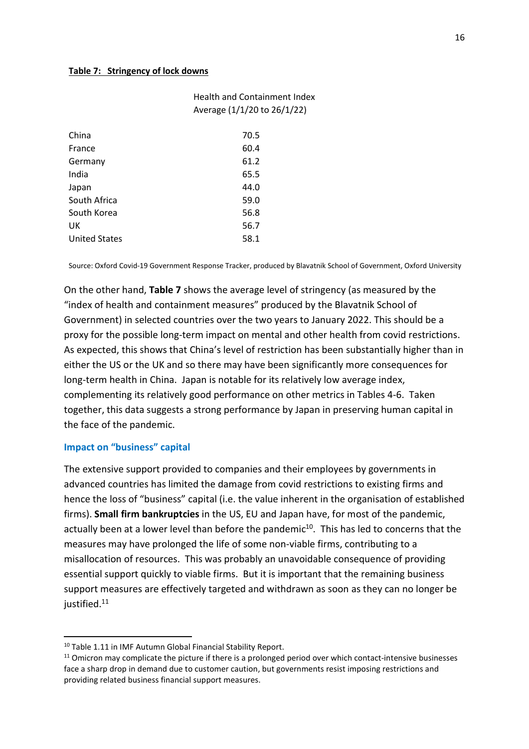**Table 7: Stringency of lock downs**

| | Health and Containment Index Average (1/1/20 to 26/1/22) |
|---|---|
| China | 70.5 |
| France | 60.4 |
| Germany | 61.2 |
| India | 65.5 |
| Japan | 44.0 |
| South Africa | 59.0 |
| South Korea | 56.8 |
| UK | 56.7 |
| United States | 58.1 |

Source: Oxford Covid-19 Government Response Tracker, produced by Blavatnik School of Government, Oxford University

On the other hand, **Table 7** shows the average level of stringency (as measured by the "index of health and containment measures" produced by the Blavatnik School of Government) in selected countries over the two years to January 2022. This should be a proxy for the possible long-term impact on mental and other health from covid restrictions. As expected, this shows that China's level of restriction has been substantially higher than in either the US or the UK and so there may have been significantly more consequences for long-term health in China. Japan is notable for its relatively low average index, complementing its relatively good performance on other metrics in Tables 4-6. Taken together, this data suggests a strong performance by Japan in preserving human capital in the face of the pandemic.

### Impact on "business" capital

The extensive support provided to companies and their employees by governments in advanced countries has limited the damage from covid restrictions to existing firms and hence the loss of "business" capital (i.e. the value inherent in the organisation of established firms). **Small firm bankruptcies** in the US, EU and Japan have, for most of the pandemic, actually been at a lower level than before the pandemic[10]. This has led to concerns that the measures may have prolonged the life of some non-viable firms, contributing to a misallocation of resources. This was probably an unavoidable consequence of providing essential support quickly to viable firms. But it is important that the remaining business support measures are effectively targeted and withdrawn as soon as they can no longer be justified.[11]

[10] Table 1.11 in IMF Autumn Global Financial Stability Report.

[11] Omicron may complicate the picture if there is a prolonged period over which contact-intensive businesses face a sharp drop in demand due to customer caution, but governments resist imposing restrictions and providing related business financial support measures.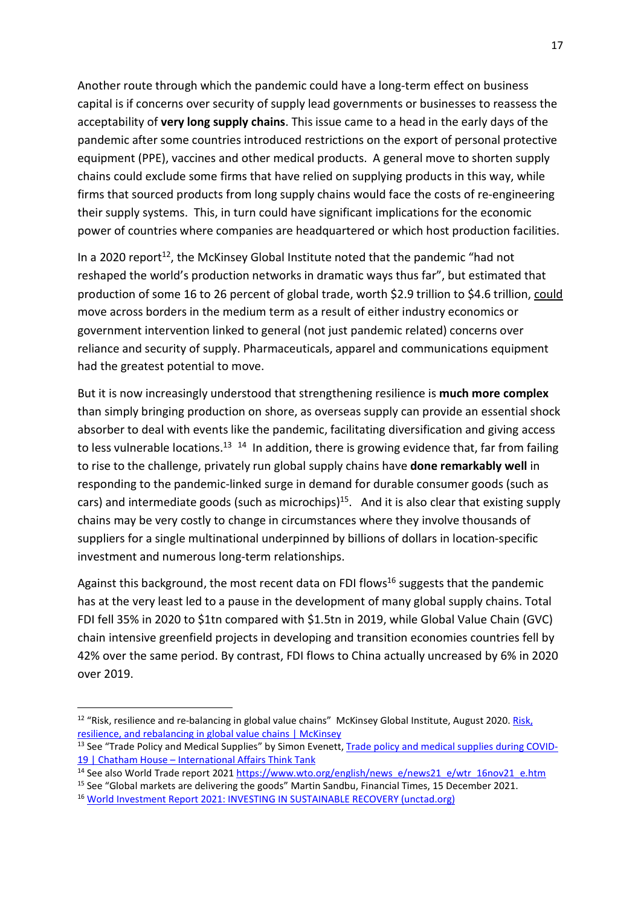Another route through which the pandemic could have a long-term effect on business capital is if concerns over security of supply lead governments or businesses to reassess the acceptability of **very long supply chains**. This issue came to a head in the early days of the pandemic after some countries introduced restrictions on the export of personal protective equipment (PPE), vaccines and other medical products. A general move to shorten supply chains could exclude some firms that have relied on supplying products in this way, while firms that sourced products from long supply chains would face the costs of re-engineering their supply systems. This, in turn could have significant implications for the economic power of countries where companies are headquartered or which host production facilities.

In a 2020 report[12], the McKinsey Global Institute noted that the pandemic "had not reshaped the world's production networks in dramatic ways thus far", but estimated that production of some 16 to 26 percent of global trade, worth \$2.9 trillion to \$4.6 trillion, could move across borders in the medium term as a result of either industry economics or government intervention linked to general (not just pandemic related) concerns over reliance and security of supply. Pharmaceuticals, apparel and communications equipment had the greatest potential to move.

But it is now increasingly understood that strengthening resilience is **much more complex** than simply bringing production on shore, as overseas supply can provide an essential shock absorber to deal with events like the pandemic, facilitating diversification and giving access to less vulnerable locations.[13] [14] In addition, there is growing evidence that, far from failing to rise to the challenge, privately run global supply chains have **done remarkably well** in responding to the pandemic-linked surge in demand for durable consumer goods (such as cars) and intermediate goods (such as microchips)[15]. And it is also clear that existing supply chains may be very costly to change in circumstances where they involve thousands of suppliers for a single multinational underpinned by billions of dollars in location-specific investment and numerous long-term relationships.

Against this background, the most recent data on FDI flows[16] suggests that the pandemic has at the very least led to a pause in the development of many global supply chains. Total FDI fell 35% in 2020 to \$1tn compared with \$1.5tn in 2019, while Global Value Chain (GVC) chain intensive greenfield projects in developing and transition economies countries fell by 42% over the same period. By contrast, FDI flows to China actually uncreased by 6% in 2020 over 2019.

---

[12] "Risk, resilience and re-balancing in global value chains" McKinsey Global Institute, August 2020. [Risk, resilience, and rebalancing in global value chains | McKinsey]

[13] See "Trade Policy and Medical Supplies" by Simon Evenett, [Trade policy and medical supplies during COVID-19 | Chatham House – International Affairs Think Tank]

[14] See also World Trade report 2021 https://www.wto.org/english/news_e/news21_e/wtr_16nov21_e.htm

[15] See "Global markets are delivering the goods" Martin Sandbu, Financial Times, 15 December 2021.

[16] [World Investment Report 2021: INVESTING IN SUSTAINABLE RECOVERY (unctad.org)]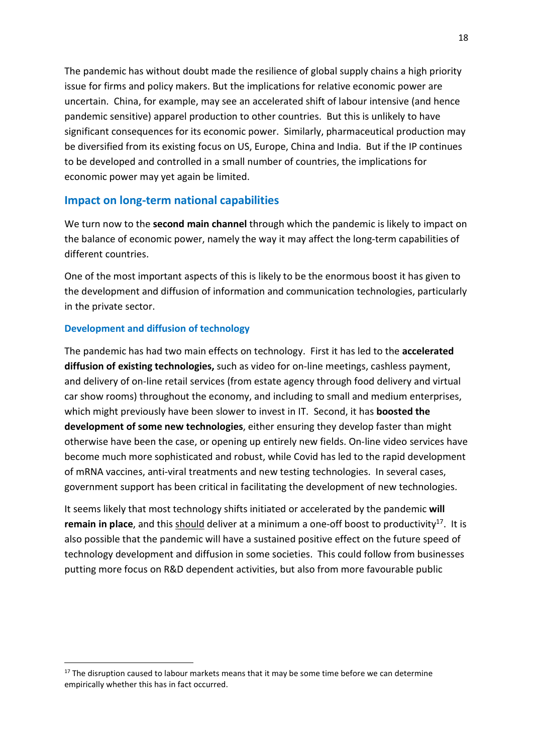The pandemic has without doubt made the resilience of global supply chains a high priority issue for firms and policy makers. But the implications for relative economic power are uncertain. China, for example, may see an accelerated shift of labour intensive (and hence pandemic sensitive) apparel production to other countries. But this is unlikely to have significant consequences for its economic power. Similarly, pharmaceutical production may be diversified from its existing focus on US, Europe, China and India. But if the IP continues to be developed and controlled in a small number of countries, the implications for economic power may yet again be limited.

## Impact on long-term national capabilities

We turn now to the **second main channel** through which the pandemic is likely to impact on the balance of economic power, namely the way it may affect the long-term capabilities of different countries.

One of the most important aspects of this is likely to be the enormous boost it has given to the development and diffusion of information and communication technologies, particularly in the private sector.

### Development and diffusion of technology

The pandemic has had two main effects on technology. First it has led to the **accelerated diffusion of existing technologies,** such as video for on-line meetings, cashless payment, and delivery of on-line retail services (from estate agency through food delivery and virtual car show rooms) throughout the economy, and including to small and medium enterprises, which might previously have been slower to invest in IT. Second, it has **boosted the development of some new technologies**, either ensuring they develop faster than might otherwise have been the case, or opening up entirely new fields. On-line video services have become much more sophisticated and robust, while Covid has led to the rapid development of mRNA vaccines, anti-viral treatments and new testing technologies. In several cases, government support has been critical in facilitating the development of new technologies.

It seems likely that most technology shifts initiated or accelerated by the pandemic **will remain in place**, and this should deliver at a minimum a one-off boost to productivity[17]. It is also possible that the pandemic will have a sustained positive effect on the future speed of technology development and diffusion in some societies. This could follow from businesses putting more focus on R&D dependent activities, but also from more favourable public

[17] The disruption caused to labour markets means that it may be some time before we can determine empirically whether this has in fact occurred.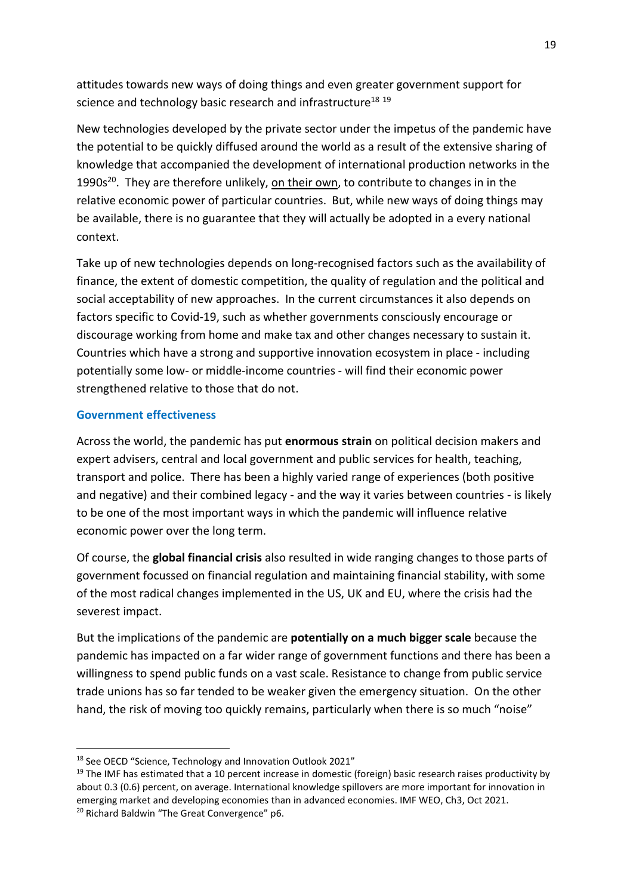attitudes towards new ways of doing things and even greater government support for science and technology basic research and infrastructure[18] [19]

New technologies developed by the private sector under the impetus of the pandemic have the potential to be quickly diffused around the world as a result of the extensive sharing of knowledge that accompanied the development of international production networks in the 1990s[20]. They are therefore unlikely, <u>on their own</u>, to contribute to changes in in the relative economic power of particular countries. But, while new ways of doing things may be available, there is no guarantee that they will actually be adopted in a every national context.

Take up of new technologies depends on long-recognised factors such as the availability of finance, the extent of domestic competition, the quality of regulation and the political and social acceptability of new approaches. In the current circumstances it also depends on factors specific to Covid-19, such as whether governments consciously encourage or discourage working from home and make tax and other changes necessary to sustain it. Countries which have a strong and supportive innovation ecosystem in place - including potentially some low- or middle-income countries - will find their economic power strengthened relative to those that do not.

### Government effectiveness

Across the world, the pandemic has put **enormous strain** on political decision makers and expert advisers, central and local government and public services for health, teaching, transport and police. There has been a highly varied range of experiences (both positive and negative) and their combined legacy - and the way it varies between countries - is likely to be one of the most important ways in which the pandemic will influence relative economic power over the long term.

Of course, the **global financial crisis** also resulted in wide ranging changes to those parts of government focussed on financial regulation and maintaining financial stability, with some of the most radical changes implemented in the US, UK and EU, where the crisis had the severest impact.

But the implications of the pandemic are **potentially on a much bigger scale** because the pandemic has impacted on a far wider range of government functions and there has been a willingness to spend public funds on a vast scale. Resistance to change from public service trade unions has so far tended to be weaker given the emergency situation. On the other hand, the risk of moving too quickly remains, particularly when there is so much "noise"

---

[18] See OECD "Science, Technology and Innovation Outlook 2021"

[19] The IMF has estimated that a 10 percent increase in domestic (foreign) basic research raises productivity by about 0.3 (0.6) percent, on average. International knowledge spillovers are more important for innovation in emerging market and developing economies than in advanced economies. IMF WEO, Ch3, Oct 2021.

[20] Richard Baldwin "The Great Convergence" p6.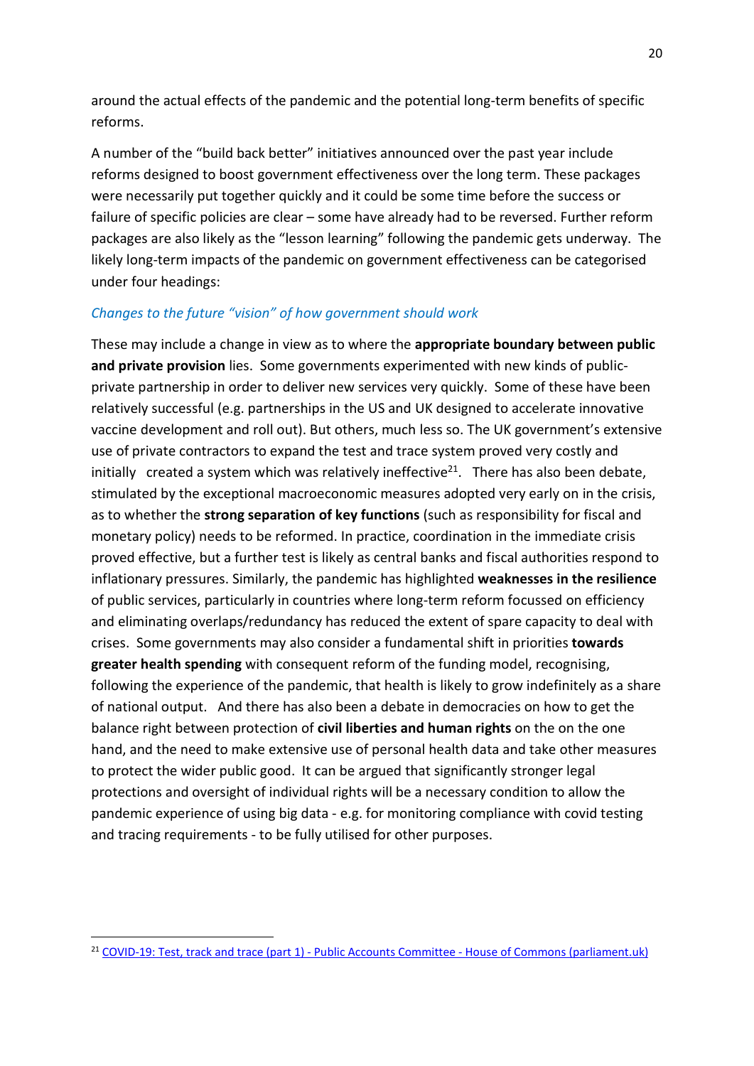around the actual effects of the pandemic and the potential long-term benefits of specific reforms.

A number of the "build back better" initiatives announced over the past year include reforms designed to boost government effectiveness over the long term. These packages were necessarily put together quickly and it could be some time before the success or failure of specific policies are clear – some have already had to be reversed. Further reform packages are also likely as the "lesson learning" following the pandemic gets underway. The likely long-term impacts of the pandemic on government effectiveness can be categorised under four headings:

### *Changes to the future "vision" of how government should work*

These may include a change in view as to where the **appropriate boundary between public and private provision** lies. Some governments experimented with new kinds of public-private partnership in order to deliver new services very quickly. Some of these have been relatively successful (e.g. partnerships in the US and UK designed to accelerate innovative vaccine development and roll out). But others, much less so. The UK government's extensive use of private contractors to expand the test and trace system proved very costly and initially created a system which was relatively ineffective[21]. There has also been debate, stimulated by the exceptional macroeconomic measures adopted very early on in the crisis, as to whether the **strong separation of key functions** (such as responsibility for fiscal and monetary policy) needs to be reformed. In practice, coordination in the immediate crisis proved effective, but a further test is likely as central banks and fiscal authorities respond to inflationary pressures. Similarly, the pandemic has highlighted **weaknesses in the resilience** of public services, particularly in countries where long-term reform focussed on efficiency and eliminating overlaps/redundancy has reduced the extent of spare capacity to deal with crises. Some governments may also consider a fundamental shift in priorities **towards greater health spending** with consequent reform of the funding model, recognising, following the experience of the pandemic, that health is likely to grow indefinitely as a share of national output. And there has also been a debate in democracies on how to get the balance right between protection of **civil liberties and human rights** on the on the one hand, and the need to make extensive use of personal health data and take other measures to protect the wider public good. It can be argued that significantly stronger legal protections and oversight of individual rights will be a necessary condition to allow the pandemic experience of using big data - e.g. for monitoring compliance with covid testing and tracing requirements - to be fully utilised for other purposes.

---

[21] COVID-19: Test, track and trace (part 1) - Public Accounts Committee - House of Commons (parliament.uk)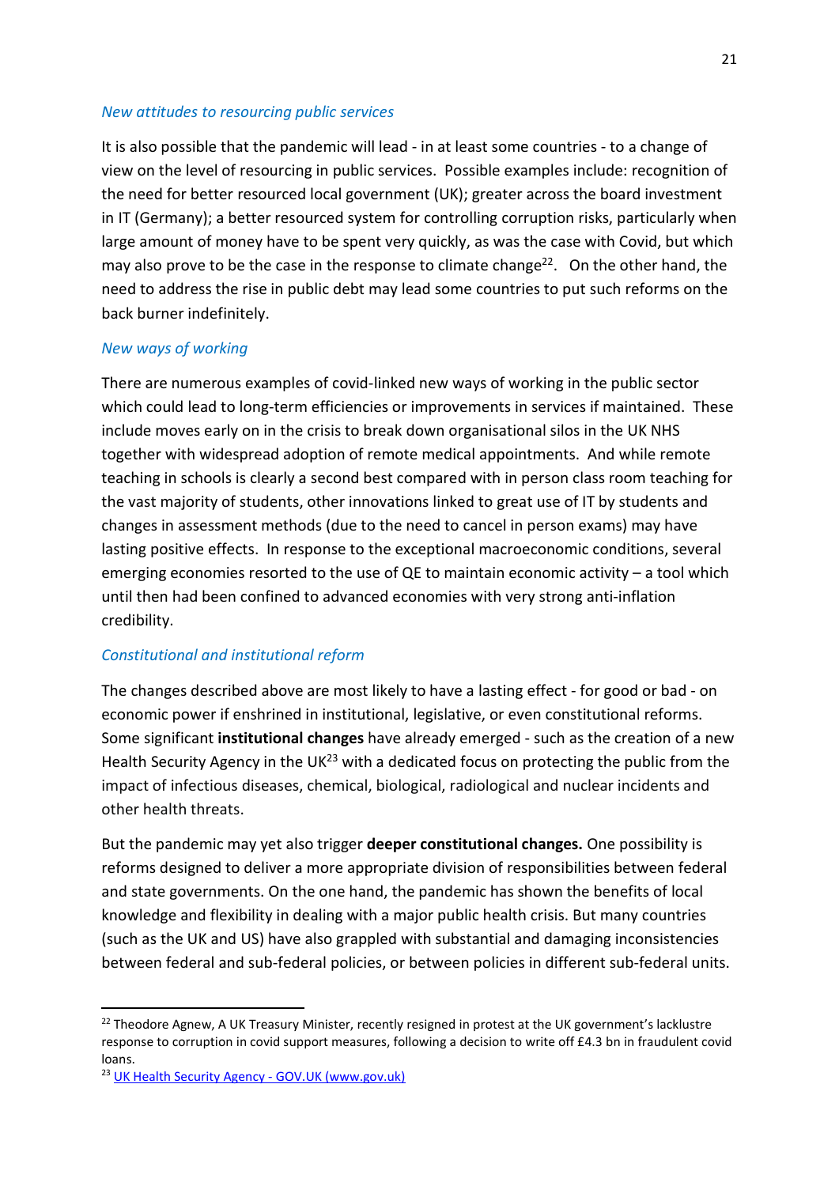*New attitudes to resourcing public services*

It is also possible that the pandemic will lead - in at least some countries - to a change of view on the level of resourcing in public services. Possible examples include: recognition of the need for better resourced local government (UK); greater across the board investment in IT (Germany); a better resourced system for controlling corruption risks, particularly when large amount of money have to be spent very quickly, as was the case with Covid, but which may also prove to be the case in the response to climate change[22]. On the other hand, the need to address the rise in public debt may lead some countries to put such reforms on the back burner indefinitely.

*New ways of working*

There are numerous examples of covid-linked new ways of working in the public sector which could lead to long-term efficiencies or improvements in services if maintained. These include moves early on in the crisis to break down organisational silos in the UK NHS together with widespread adoption of remote medical appointments. And while remote teaching in schools is clearly a second best compared with in person class room teaching for the vast majority of students, other innovations linked to great use of IT by students and changes in assessment methods (due to the need to cancel in person exams) may have lasting positive effects. In response to the exceptional macroeconomic conditions, several emerging economies resorted to the use of QE to maintain economic activity – a tool which until then had been confined to advanced economies with very strong anti-inflation credibility.

*Constitutional and institutional reform*

The changes described above are most likely to have a lasting effect - for good or bad - on economic power if enshrined in institutional, legislative, or even constitutional reforms. Some significant **institutional changes** have already emerged - such as the creation of a new Health Security Agency in the UK[23] with a dedicated focus on protecting the public from the impact of infectious diseases, chemical, biological, radiological and nuclear incidents and other health threats.

But the pandemic may yet also trigger **deeper constitutional changes.** One possibility is reforms designed to deliver a more appropriate division of responsibilities between federal and state governments. On the one hand, the pandemic has shown the benefits of local knowledge and flexibility in dealing with a major public health crisis. But many countries (such as the UK and US) have also grappled with substantial and damaging inconsistencies between federal and sub-federal policies, or between policies in different sub-federal units.

---

[22] Theodore Agnew, A UK Treasury Minister, recently resigned in protest at the UK government's lacklustre response to corruption in covid support measures, following a decision to write off £4.3 bn in fraudulent covid loans.

[23] UK Health Security Agency - GOV.UK (www.gov.uk)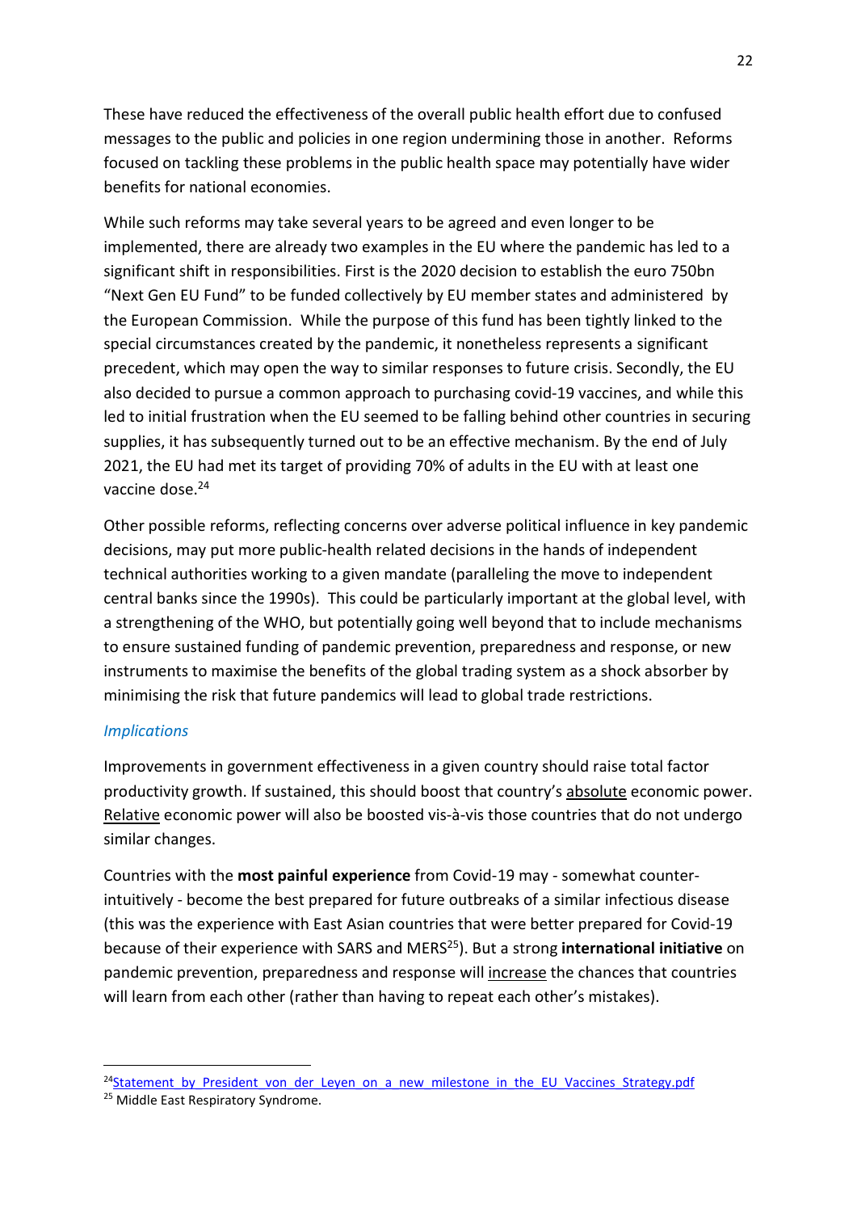These have reduced the effectiveness of the overall public health effort due to confused messages to the public and policies in one region undermining those in another. Reforms focused on tackling these problems in the public health space may potentially have wider benefits for national economies.

While such reforms may take several years to be agreed and even longer to be implemented, there are already two examples in the EU where the pandemic has led to a significant shift in responsibilities. First is the 2020 decision to establish the euro 750bn "Next Gen EU Fund" to be funded collectively by EU member states and administered by the European Commission. While the purpose of this fund has been tightly linked to the special circumstances created by the pandemic, it nonetheless represents a significant precedent, which may open the way to similar responses to future crisis. Secondly, the EU also decided to pursue a common approach to purchasing covid-19 vaccines, and while this led to initial frustration when the EU seemed to be falling behind other countries in securing supplies, it has subsequently turned out to be an effective mechanism. By the end of July 2021, the EU had met its target of providing 70% of adults in the EU with at least one vaccine dose.[24]

Other possible reforms, reflecting concerns over adverse political influence in key pandemic decisions, may put more public-health related decisions in the hands of independent technical authorities working to a given mandate (paralleling the move to independent central banks since the 1990s). This could be particularly important at the global level, with a strengthening of the WHO, but potentially going well beyond that to include mechanisms to ensure sustained funding of pandemic prevention, preparedness and response, or new instruments to maximise the benefits of the global trading system as a shock absorber by minimising the risk that future pandemics will lead to global trade restrictions.

### *Implications*

Improvements in government effectiveness in a given country should raise total factor productivity growth. If sustained, this should boost that country's absolute economic power. Relative economic power will also be boosted vis-à-vis those countries that do not undergo similar changes.

Countries with the **most painful experience** from Covid-19 may - somewhat counter-intuitively - become the best prepared for future outbreaks of a similar infectious disease (this was the experience with East Asian countries that were better prepared for Covid-19 because of their experience with SARS and MERS[25]). But a strong **international initiative** on pandemic prevention, preparedness and response will increase the chances that countries will learn from each other (rather than having to repeat each other's mistakes).

---

[24] Statement_by_President_von_der_Leyen_on_a_new_milestone_in_the_EU_Vaccines_Strategy.pdf

[25] Middle East Respiratory Syndrome.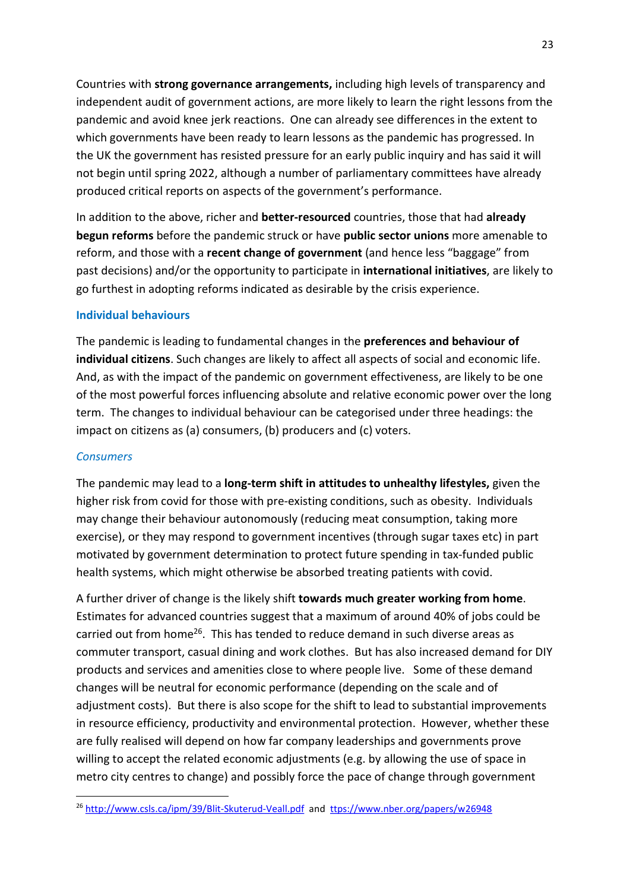Countries with **strong governance arrangements,** including high levels of transparency and independent audit of government actions, are more likely to learn the right lessons from the pandemic and avoid knee jerk reactions. One can already see differences in the extent to which governments have been ready to learn lessons as the pandemic has progressed. In the UK the government has resisted pressure for an early public inquiry and has said it will not begin until spring 2022, although a number of parliamentary committees have already produced critical reports on aspects of the government's performance.

In addition to the above, richer and **better-resourced** countries, those that had **already begun reforms** before the pandemic struck or have **public sector unions** more amenable to reform, and those with a **recent change of government** (and hence less "baggage" from past decisions) and/or the opportunity to participate in **international initiatives**, are likely to go furthest in adopting reforms indicated as desirable by the crisis experience.

### Individual behaviours

The pandemic is leading to fundamental changes in the **preferences and behaviour of individual citizens**. Such changes are likely to affect all aspects of social and economic life. And, as with the impact of the pandemic on government effectiveness, are likely to be one of the most powerful forces influencing absolute and relative economic power over the long term. The changes to individual behaviour can be categorised under three headings: the impact on citizens as (a) consumers, (b) producers and (c) voters.

#### *Consumers*

The pandemic may lead to a **long-term shift in attitudes to unhealthy lifestyles,** given the higher risk from covid for those with pre-existing conditions, such as obesity. Individuals may change their behaviour autonomously (reducing meat consumption, taking more exercise), or they may respond to government incentives (through sugar taxes etc) in part motivated by government determination to protect future spending in tax-funded public health systems, which might otherwise be absorbed treating patients with covid.

A further driver of change is the likely shift **towards much greater working from home**. Estimates for advanced countries suggest that a maximum of around 40% of jobs could be carried out from home[26]. This has tended to reduce demand in such diverse areas as commuter transport, casual dining and work clothes. But has also increased demand for DIY products and services and amenities close to where people live. Some of these demand changes will be neutral for economic performance (depending on the scale and of adjustment costs). But there is also scope for the shift to lead to substantial improvements in resource efficiency, productivity and environmental protection. However, whether these are fully realised will depend on how far company leaderships and governments prove willing to accept the related economic adjustments (e.g. by allowing the use of space in metro city centres to change) and possibly force the pace of change through government

---

[26] http://www.csls.ca/ipm/39/Blit-Skuterud-Veall.pdf and ttps://www.nber.org/papers/w26948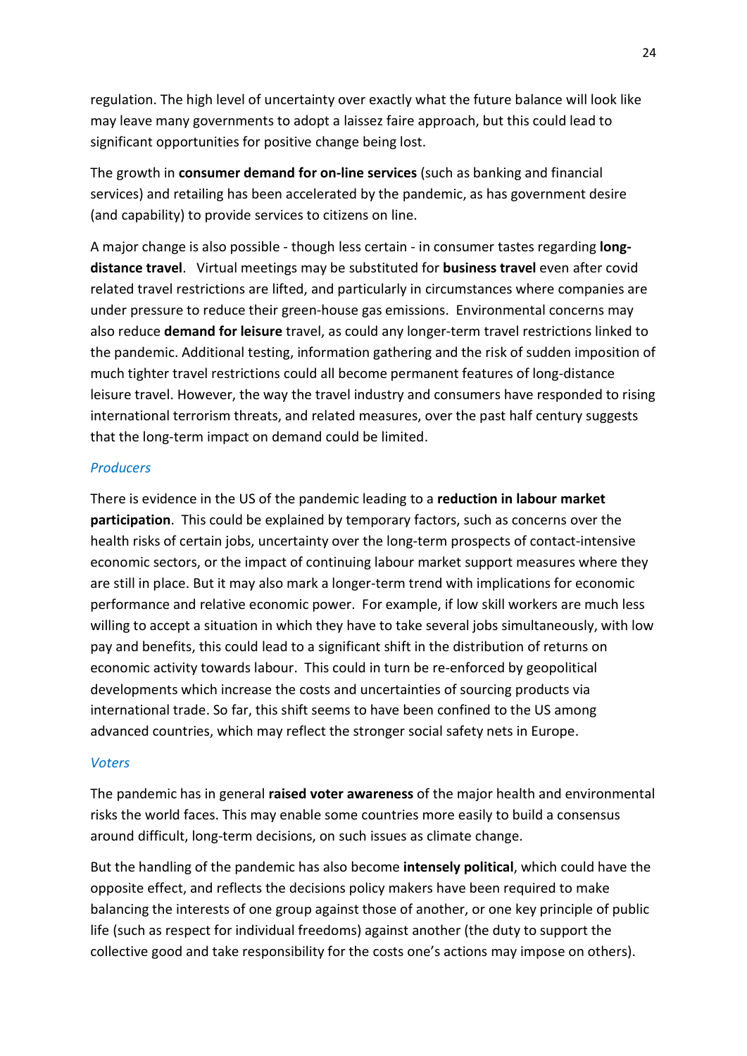regulation. The high level of uncertainty over exactly what the future balance will look like may leave many governments to adopt a laissez faire approach, but this could lead to significant opportunities for positive change being lost.

The growth in **consumer demand for on-line services** (such as banking and financial services) and retailing has been accelerated by the pandemic, as has government desire (and capability) to provide services to citizens on line.

A major change is also possible - though less certain - in consumer tastes regarding **long-distance travel**. Virtual meetings may be substituted for **business travel** even after covid related travel restrictions are lifted, and particularly in circumstances where companies are under pressure to reduce their green-house gas emissions. Environmental concerns may also reduce **demand for leisure** travel, as could any longer-term travel restrictions linked to the pandemic. Additional testing, information gathering and the risk of sudden imposition of much tighter travel restrictions could all become permanent features of long-distance leisure travel. However, the way the travel industry and consumers have responded to rising international terrorism threats, and related measures, over the past half century suggests that the long-term impact on demand could be limited.

*Producers*

There is evidence in the US of the pandemic leading to a **reduction in labour market participation**. This could be explained by temporary factors, such as concerns over the health risks of certain jobs, uncertainty over the long-term prospects of contact-intensive economic sectors, or the impact of continuing labour market support measures where they are still in place. But it may also mark a longer-term trend with implications for economic performance and relative economic power. For example, if low skill workers are much less willing to accept a situation in which they have to take several jobs simultaneously, with low pay and benefits, this could lead to a significant shift in the distribution of returns on economic activity towards labour. This could in turn be re-enforced by geopolitical developments which increase the costs and uncertainties of sourcing products via international trade. So far, this shift seems to have been confined to the US among advanced countries, which may reflect the stronger social safety nets in Europe.

*Voters*

The pandemic has in general **raised voter awareness** of the major health and environmental risks the world faces. This may enable some countries more easily to build a consensus around difficult, long-term decisions, on such issues as climate change.

But the handling of the pandemic has also become **intensely political**, which could have the opposite effect, and reflects the decisions policy makers have been required to make balancing the interests of one group against those of another, or one key principle of public life (such as respect for individual freedoms) against another (the duty to support the collective good and take responsibility for the costs one's actions may impose on others).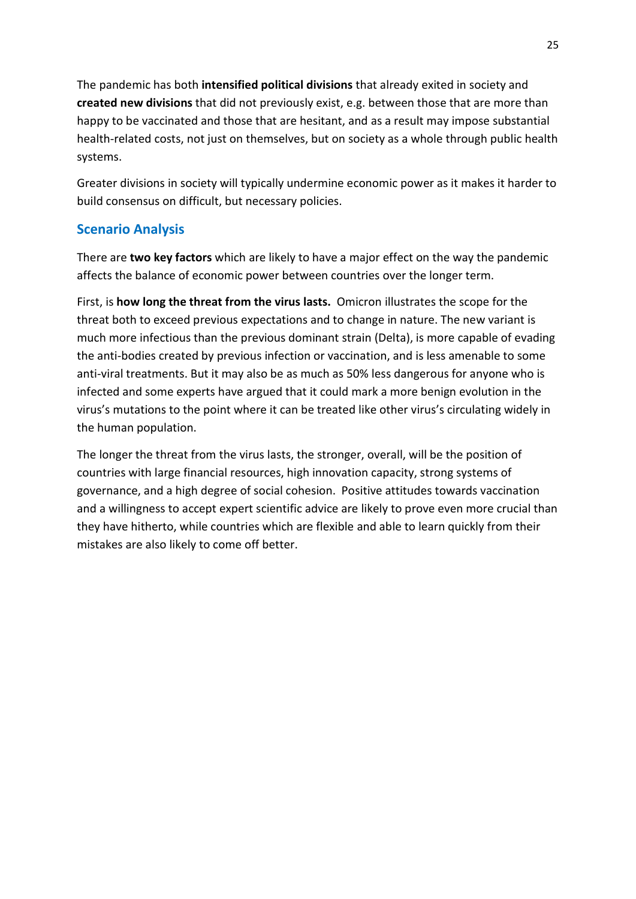The pandemic has both **intensified political divisions** that already exited in society and **created new divisions** that did not previously exist, e.g. between those that are more than happy to be vaccinated and those that are hesitant, and as a result may impose substantial health-related costs, not just on themselves, but on society as a whole through public health systems.

Greater divisions in society will typically undermine economic power as it makes it harder to build consensus on difficult, but necessary policies.

## Scenario Analysis

There are **two key factors** which are likely to have a major effect on the way the pandemic affects the balance of economic power between countries over the longer term.

First, is **how long the threat from the virus lasts.** Omicron illustrates the scope for the threat both to exceed previous expectations and to change in nature. The new variant is much more infectious than the previous dominant strain (Delta), is more capable of evading the anti-bodies created by previous infection or vaccination, and is less amenable to some anti-viral treatments. But it may also be as much as 50% less dangerous for anyone who is infected and some experts have argued that it could mark a more benign evolution in the virus's mutations to the point where it can be treated like other virus's circulating widely in the human population.

The longer the threat from the virus lasts, the stronger, overall, will be the position of countries with large financial resources, high innovation capacity, strong systems of governance, and a high degree of social cohesion. Positive attitudes towards vaccination and a willingness to accept expert scientific advice are likely to prove even more crucial than they have hitherto, while countries which are flexible and able to learn quickly from their mistakes are also likely to come off better.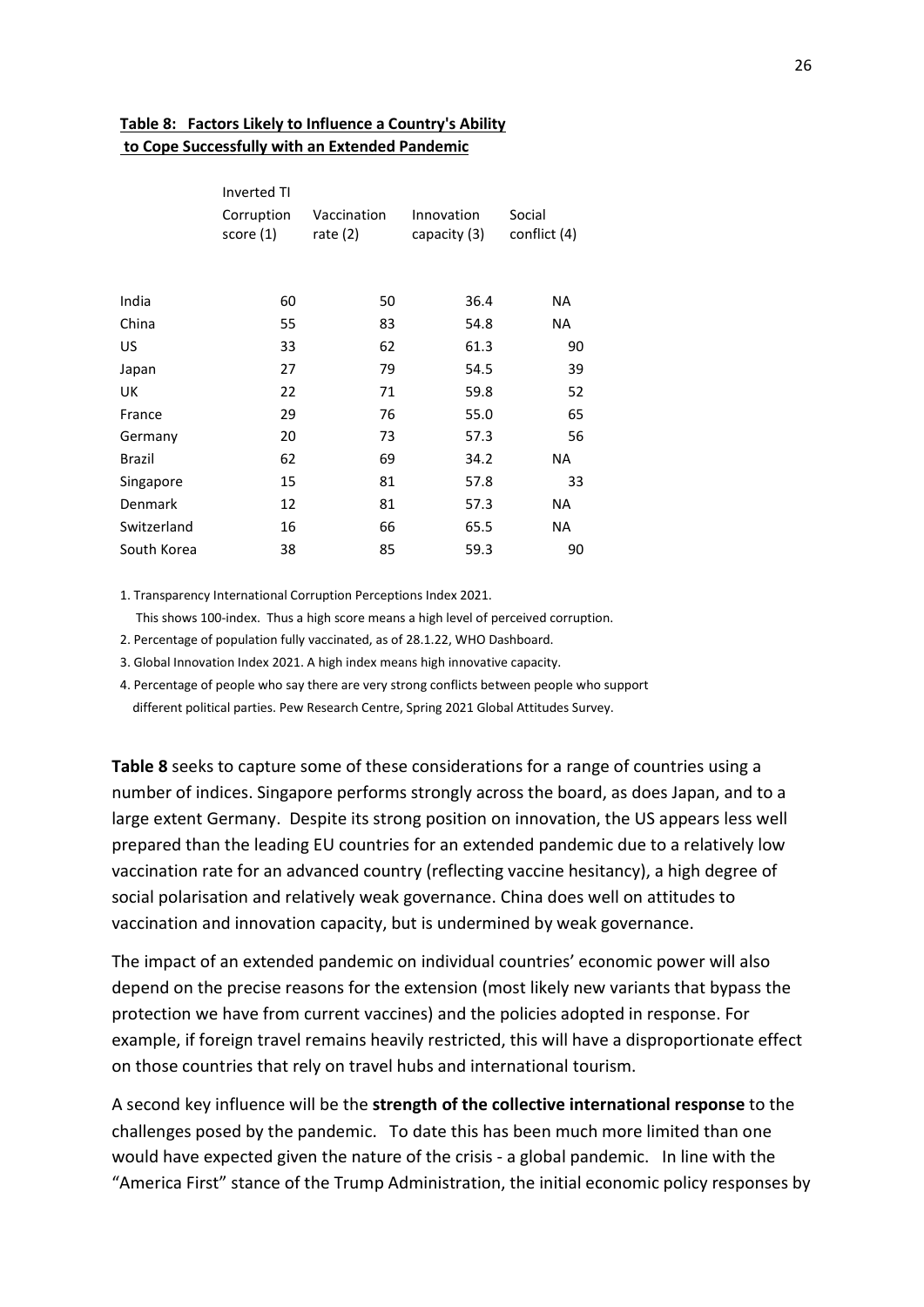**Table 8: Factors Likely to Influence a Country's Ability to Cope Successfully with an Extended Pandemic**

| | Inverted TI Corruption score (1) | Vaccination rate (2) | Innovation capacity (3) | Social conflict (4) |
|---|---|---|---|---|
| India | 60 | 50 | 36.4 | NA |
| China | 55 | 83 | 54.8 | NA |
| US | 33 | 62 | 61.3 | 90 |
| Japan | 27 | 79 | 54.5 | 39 |
| UK | 22 | 71 | 59.8 | 52 |
| France | 29 | 76 | 55.0 | 65 |
| Germany | 20 | 73 | 57.3 | 56 |
| Brazil | 62 | 69 | 34.2 | NA |
| Singapore | 15 | 81 | 57.8 | 33 |
| Denmark | 12 | 81 | 57.3 | NA |
| Switzerland | 16 | 66 | 65.5 | NA |
| South Korea | 38 | 85 | 59.3 | 90 |

1. Transparency International Corruption Perceptions Index 2021. This shows 100-index. Thus a high score means a high level of perceived corruption.
2. Percentage of population fully vaccinated, as of 28.1.22, WHO Dashboard.
3. Global Innovation Index 2021. A high index means high innovative capacity.
4. Percentage of people who say there are very strong conflicts between people who support different political parties. Pew Research Centre, Spring 2021 Global Attitudes Survey.

**Table 8** seeks to capture some of these considerations for a range of countries using a number of indices. Singapore performs strongly across the board, as does Japan, and to a large extent Germany. Despite its strong position on innovation, the US appears less well prepared than the leading EU countries for an extended pandemic due to a relatively low vaccination rate for an advanced country (reflecting vaccine hesitancy), a high degree of social polarisation and relatively weak governance. China does well on attitudes to vaccination and innovation capacity, but is undermined by weak governance.

The impact of an extended pandemic on individual countries' economic power will also depend on the precise reasons for the extension (most likely new variants that bypass the protection we have from current vaccines) and the policies adopted in response. For example, if foreign travel remains heavily restricted, this will have a disproportionate effect on those countries that rely on travel hubs and international tourism.

A second key influence will be the **strength of the collective international response** to the challenges posed by the pandemic. To date this has been much more limited than one would have expected given the nature of the crisis - a global pandemic. In line with the "America First" stance of the Trump Administration, the initial economic policy responses by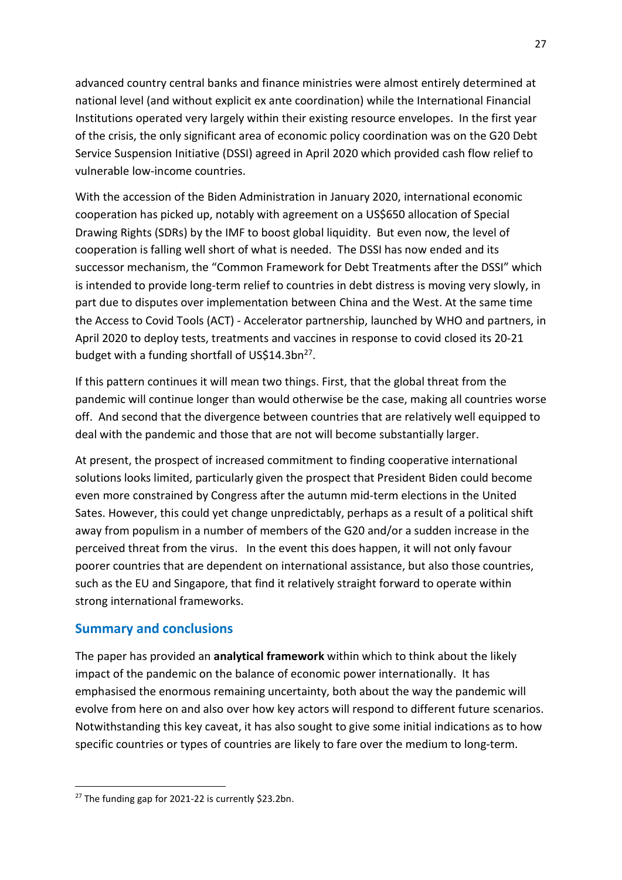advanced country central banks and finance ministries were almost entirely determined at national level (and without explicit ex ante coordination) while the International Financial Institutions operated very largely within their existing resource envelopes. In the first year of the crisis, the only significant area of economic policy coordination was on the G20 Debt Service Suspension Initiative (DSSI) agreed in April 2020 which provided cash flow relief to vulnerable low-income countries.

With the accession of the Biden Administration in January 2020, international economic cooperation has picked up, notably with agreement on a US$650 allocation of Special Drawing Rights (SDRs) by the IMF to boost global liquidity. But even now, the level of cooperation is falling well short of what is needed. The DSSI has now ended and its successor mechanism, the "Common Framework for Debt Treatments after the DSSI" which is intended to provide long-term relief to countries in debt distress is moving very slowly, in part due to disputes over implementation between China and the West. At the same time the Access to Covid Tools (ACT) - Accelerator partnership, launched by WHO and partners, in April 2020 to deploy tests, treatments and vaccines in response to covid closed its 20-21 budget with a funding shortfall of US$14.3bn[27].

If this pattern continues it will mean two things. First, that the global threat from the pandemic will continue longer than would otherwise be the case, making all countries worse off. And second that the divergence between countries that are relatively well equipped to deal with the pandemic and those that are not will become substantially larger.

At present, the prospect of increased commitment to finding cooperative international solutions looks limited, particularly given the prospect that President Biden could become even more constrained by Congress after the autumn mid-term elections in the United Sates. However, this could yet change unpredictably, perhaps as a result of a political shift away from populism in a number of members of the G20 and/or a sudden increase in the perceived threat from the virus. In the event this does happen, it will not only favour poorer countries that are dependent on international assistance, but also those countries, such as the EU and Singapore, that find it relatively straight forward to operate within strong international frameworks.

## Summary and conclusions

The paper has provided an **analytical framework** within which to think about the likely impact of the pandemic on the balance of economic power internationally. It has emphasised the enormous remaining uncertainty, both about the way the pandemic will evolve from here on and also over how key actors will respond to different future scenarios. Notwithstanding this key caveat, it has also sought to give some initial indications as to how specific countries or types of countries are likely to fare over the medium to long-term.

---

[27] The funding gap for 2021-22 is currently $23.2bn.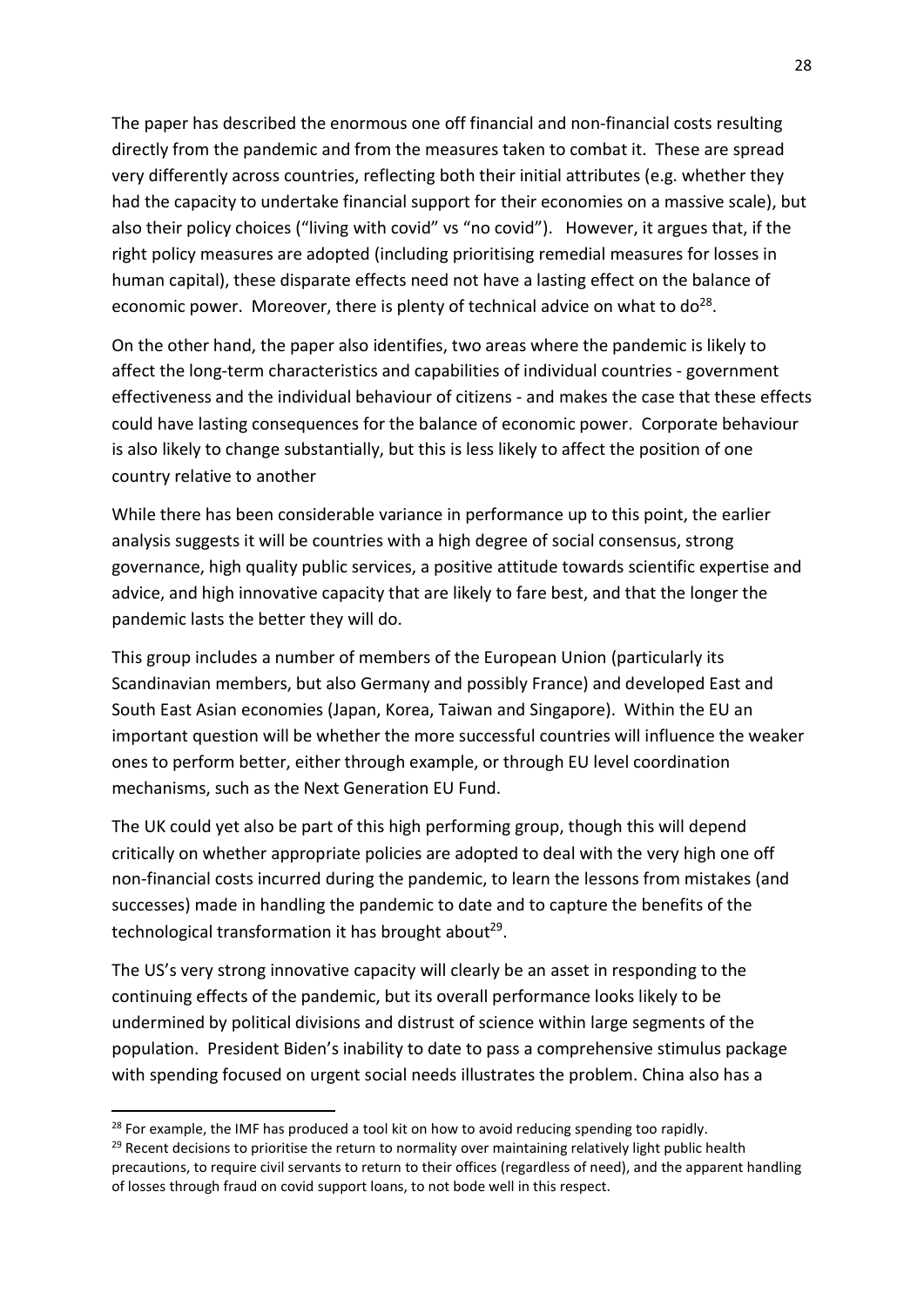The paper has described the enormous one off financial and non-financial costs resulting directly from the pandemic and from the measures taken to combat it. These are spread very differently across countries, reflecting both their initial attributes (e.g. whether they had the capacity to undertake financial support for their economies on a massive scale), but also their policy choices ("living with covid" vs "no covid"). However, it argues that, if the right policy measures are adopted (including prioritising remedial measures for losses in human capital), these disparate effects need not have a lasting effect on the balance of economic power. Moreover, there is plenty of technical advice on what to do[28].

On the other hand, the paper also identifies, two areas where the pandemic is likely to affect the long-term characteristics and capabilities of individual countries - government effectiveness and the individual behaviour of citizens - and makes the case that these effects could have lasting consequences for the balance of economic power. Corporate behaviour is also likely to change substantially, but this is less likely to affect the position of one country relative to another

While there has been considerable variance in performance up to this point, the earlier analysis suggests it will be countries with a high degree of social consensus, strong governance, high quality public services, a positive attitude towards scientific expertise and advice, and high innovative capacity that are likely to fare best, and that the longer the pandemic lasts the better they will do.

This group includes a number of members of the European Union (particularly its Scandinavian members, but also Germany and possibly France) and developed East and South East Asian economies (Japan, Korea, Taiwan and Singapore). Within the EU an important question will be whether the more successful countries will influence the weaker ones to perform better, either through example, or through EU level coordination mechanisms, such as the Next Generation EU Fund.

The UK could yet also be part of this high performing group, though this will depend critically on whether appropriate policies are adopted to deal with the very high one off non-financial costs incurred during the pandemic, to learn the lessons from mistakes (and successes) made in handling the pandemic to date and to capture the benefits of the technological transformation it has brought about[29].

The US's very strong innovative capacity will clearly be an asset in responding to the continuing effects of the pandemic, but its overall performance looks likely to be undermined by political divisions and distrust of science within large segments of the population. President Biden's inability to date to pass a comprehensive stimulus package with spending focused on urgent social needs illustrates the problem. China also has a

[28] For example, the IMF has produced a tool kit on how to avoid reducing spending too rapidly.

[29] Recent decisions to prioritise the return to normality over maintaining relatively light public health precautions, to require civil servants to return to their offices (regardless of need), and the apparent handling of losses through fraud on covid support loans, to not bode well in this respect.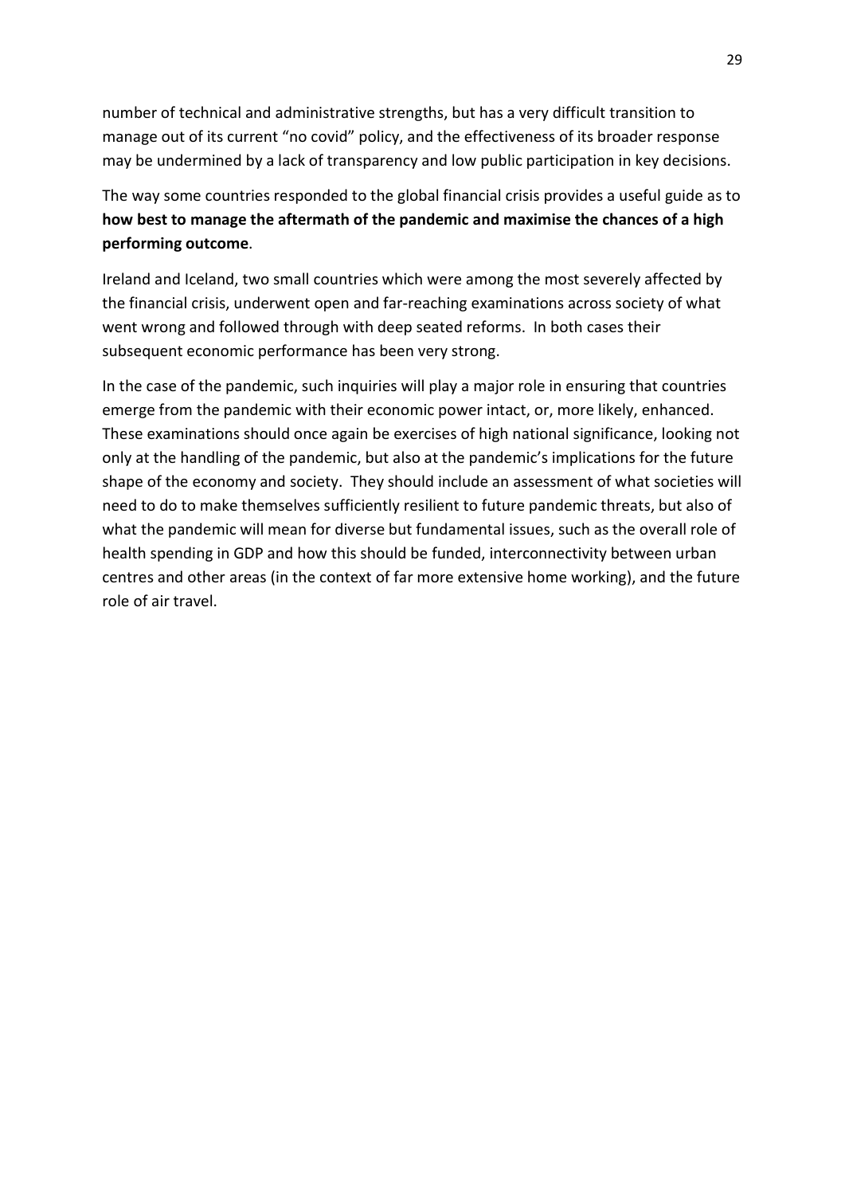number of technical and administrative strengths, but has a very difficult transition to manage out of its current "no covid" policy, and the effectiveness of its broader response may be undermined by a lack of transparency and low public participation in key decisions.

The way some countries responded to the global financial crisis provides a useful guide as to **how best to manage the aftermath of the pandemic and maximise the chances of a high performing outcome**.

Ireland and Iceland, two small countries which were among the most severely affected by the financial crisis, underwent open and far-reaching examinations across society of what went wrong and followed through with deep seated reforms. In both cases their subsequent economic performance has been very strong.

In the case of the pandemic, such inquiries will play a major role in ensuring that countries emerge from the pandemic with their economic power intact, or, more likely, enhanced. These examinations should once again be exercises of high national significance, looking not only at the handling of the pandemic, but also at the pandemic's implications for the future shape of the economy and society. They should include an assessment of what societies will need to do to make themselves sufficiently resilient to future pandemic threats, but also of what the pandemic will mean for diverse but fundamental issues, such as the overall role of health spending in GDP and how this should be funded, interconnectivity between urban centres and other areas (in the context of far more extensive home working), and the future role of air travel.